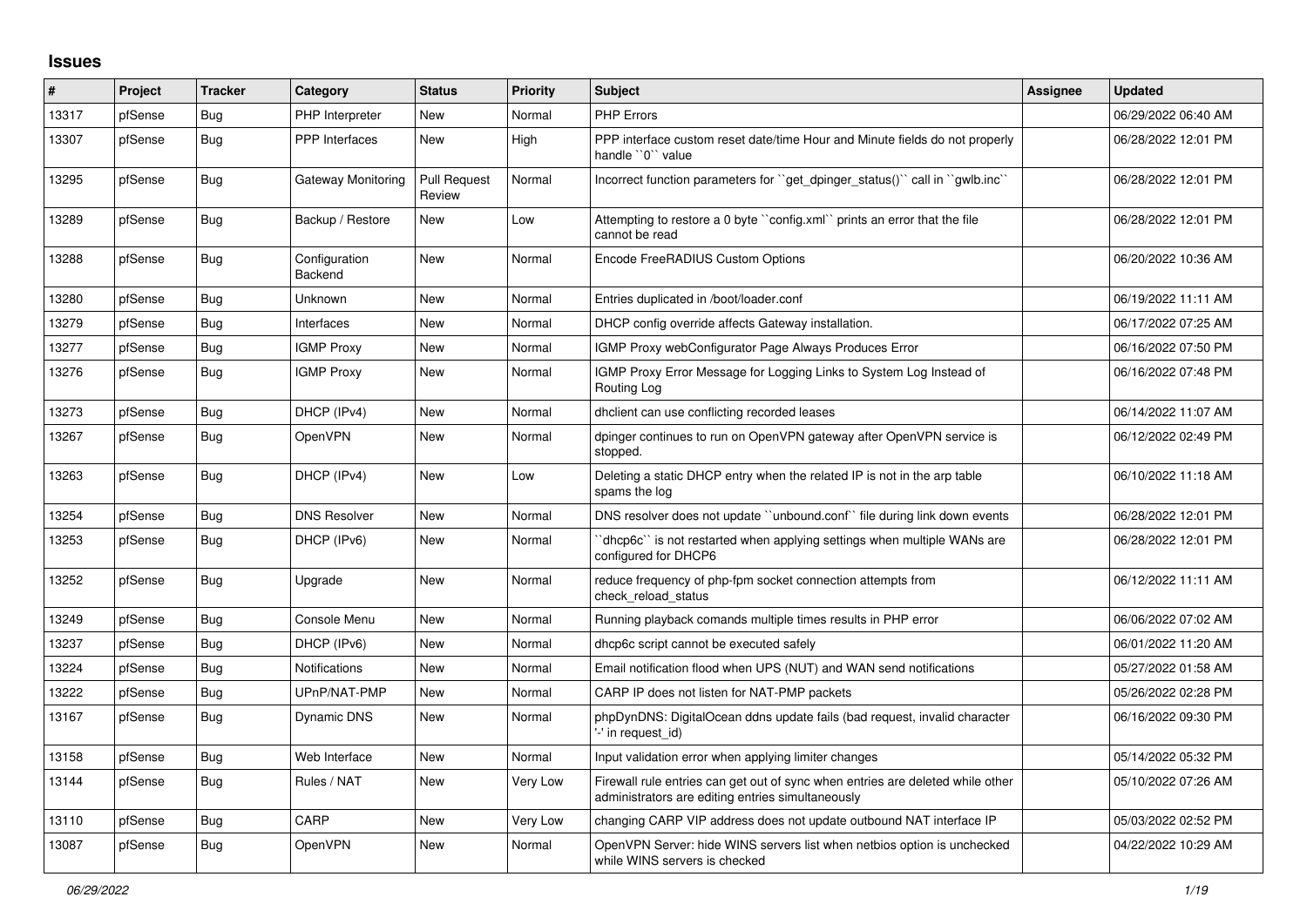## Issues

| # | Project | Tracker | Category | Status | Priority | Subject | Assignee | Updated |
|---|---|---|---|---|---|---|---|---|
| 13317 | pfSense | Bug | PHP Interpreter | New | Normal | PHP Errors | | 06/29/2022 06:40 AM |
| 13307 | pfSense | Bug | PPP Interfaces | New | High | PPP interface custom reset date/time Hour and Minute fields do not properly handle ``0`` value | | 06/28/2022 12:01 PM |
| 13295 | pfSense | Bug | Gateway Monitoring | Pull Request Review | Normal | Incorrect function parameters for ``get_dpinger_status()`` call in ``gwlb.inc`` | | 06/28/2022 12:01 PM |
| 13289 | pfSense | Bug | Backup / Restore | New | Low | Attempting to restore a 0 byte ``config.xml`` prints an error that the file cannot be read | | 06/28/2022 12:01 PM |
| 13288 | pfSense | Bug | Configuration Backend | New | Normal | Encode FreeRADIUS Custom Options | | 06/20/2022 10:36 AM |
| 13280 | pfSense | Bug | Unknown | New | Normal | Entries duplicated in /boot/loader.conf | | 06/19/2022 11:11 AM |
| 13279 | pfSense | Bug | Interfaces | New | Normal | DHCP config override affects Gateway installation. | | 06/17/2022 07:25 AM |
| 13277 | pfSense | Bug | IGMP Proxy | New | Normal | IGMP Proxy webConfigurator Page Always Produces Error | | 06/16/2022 07:50 PM |
| 13276 | pfSense | Bug | IGMP Proxy | New | Normal | IGMP Proxy Error Message for Logging Links to System Log Instead of Routing Log | | 06/16/2022 07:48 PM |
| 13273 | pfSense | Bug | DHCP (IPv4) | New | Normal | dhclient can use conflicting recorded leases | | 06/14/2022 11:07 AM |
| 13267 | pfSense | Bug | OpenVPN | New | Normal | dpinger continues to run on OpenVPN gateway after OpenVPN service is stopped. | | 06/12/2022 02:49 PM |
| 13263 | pfSense | Bug | DHCP (IPv4) | New | Low | Deleting a static DHCP entry when the related IP is not in the arp table spams the log | | 06/10/2022 11:18 AM |
| 13254 | pfSense | Bug | DNS Resolver | New | Normal | DNS resolver does not update ``unbound.conf`` file during link down events | | 06/28/2022 12:01 PM |
| 13253 | pfSense | Bug | DHCP (IPv6) | New | Normal | ``dhcp6c`` is not restarted when applying settings when multiple WANs are configured for DHCP6 | | 06/28/2022 12:01 PM |
| 13252 | pfSense | Bug | Upgrade | New | Normal | reduce frequency of php-fpm socket connection attempts from check_reload_status | | 06/12/2022 11:11 AM |
| 13249 | pfSense | Bug | Console Menu | New | Normal | Running playback comands multiple times results in PHP error | | 06/06/2022 07:02 AM |
| 13237 | pfSense | Bug | DHCP (IPv6) | New | Normal | dhcp6c script cannot be executed safely | | 06/01/2022 11:20 AM |
| 13224 | pfSense | Bug | Notifications | New | Normal | Email notification flood when UPS (NUT) and WAN send notifications | | 05/27/2022 01:58 AM |
| 13222 | pfSense | Bug | UPnP/NAT-PMP | New | Normal | CARP IP does not listen for NAT-PMP packets | | 05/26/2022 02:28 PM |
| 13167 | pfSense | Bug | Dynamic DNS | New | Normal | phpDynDNS: DigitalOcean ddns update fails (bad request, invalid character '-' in request_id) | | 06/16/2022 09:30 PM |
| 13158 | pfSense | Bug | Web Interface | New | Normal | Input validation error when applying limiter changes | | 05/14/2022 05:32 PM |
| 13144 | pfSense | Bug | Rules / NAT | New | Very Low | Firewall rule entries can get out of sync when entries are deleted while other administrators are editing entries simultaneously | | 05/10/2022 07:26 AM |
| 13110 | pfSense | Bug | CARP | New | Very Low | changing CARP VIP address does not update outbound NAT interface IP | | 05/03/2022 02:52 PM |
| 13087 | pfSense | Bug | OpenVPN | New | Normal | OpenVPN Server: hide WINS servers list when netbios option is unchecked while WINS servers is checked | | 04/22/2022 10:29 AM |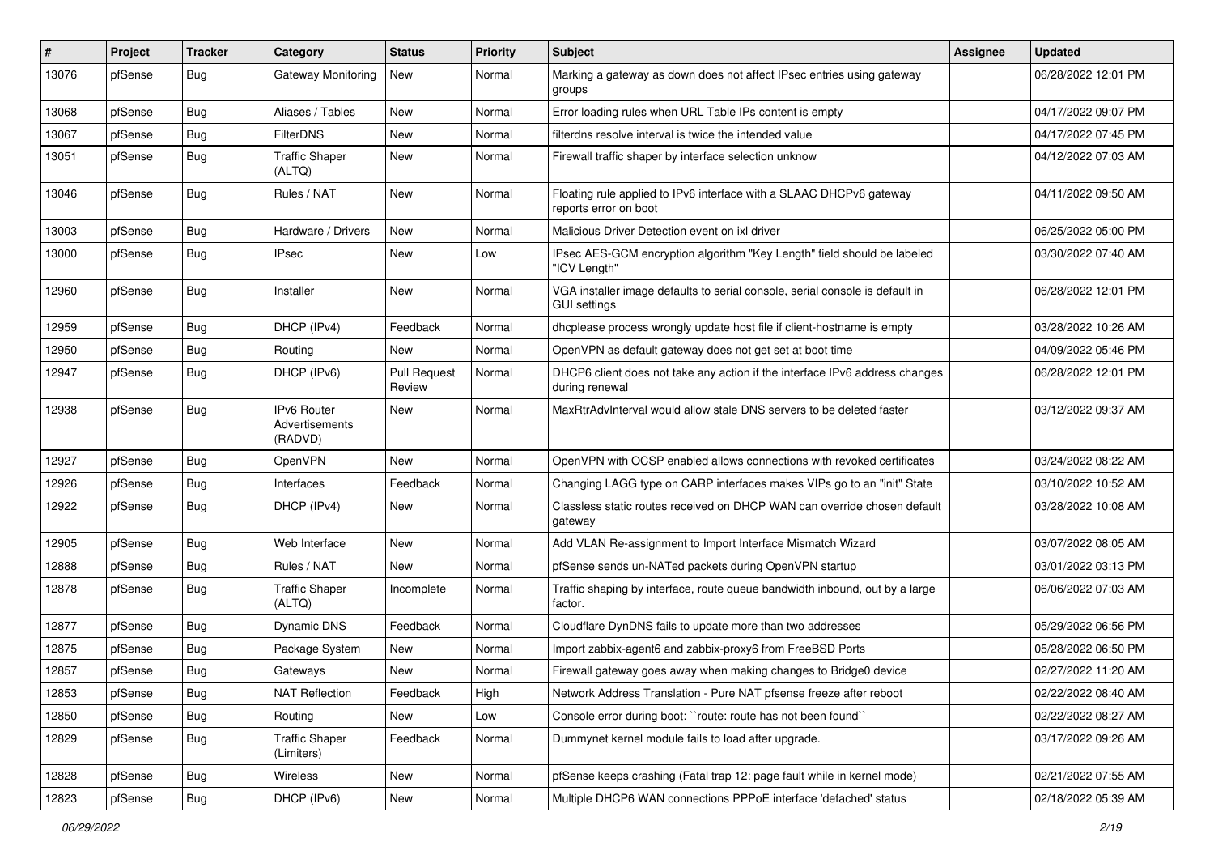| # | Project | Tracker | Category | Status | Priority | Subject | Assignee | Updated |
|---|---|---|---|---|---|---|---|---|
| 13076 | pfSense | Bug | Gateway Monitoring | New | Normal | Marking a gateway as down does not affect IPsec entries using gateway groups | | 06/28/2022 12:01 PM |
| 13068 | pfSense | Bug | Aliases / Tables | New | Normal | Error loading rules when URL Table IPs content is empty | | 04/17/2022 09:07 PM |
| 13067 | pfSense | Bug | FilterDNS | New | Normal | filterdns resolve interval is twice the intended value | | 04/17/2022 07:45 PM |
| 13051 | pfSense | Bug | Traffic Shaper (ALTQ) | New | Normal | Firewall traffic shaper by interface selection unknow | | 04/12/2022 07:03 AM |
| 13046 | pfSense | Bug | Rules / NAT | New | Normal | Floating rule applied to IPv6 interface with a SLAAC DHCPv6 gateway reports error on boot | | 04/11/2022 09:50 AM |
| 13003 | pfSense | Bug | Hardware / Drivers | New | Normal | Malicious Driver Detection event on ixl driver | | 06/25/2022 05:00 PM |
| 13000 | pfSense | Bug | IPsec | New | Low | IPsec AES-GCM encryption algorithm "Key Length" field should be labeled "ICV Length" | | 03/30/2022 07:40 AM |
| 12960 | pfSense | Bug | Installer | New | Normal | VGA installer image defaults to serial console, serial console is default in GUI settings | | 06/28/2022 12:01 PM |
| 12959 | pfSense | Bug | DHCP (IPv4) | Feedback | Normal | dhcplease process wrongly update host file if client-hostname is empty | | 03/28/2022 10:26 AM |
| 12950 | pfSense | Bug | Routing | New | Normal | OpenVPN as default gateway does not get set at boot time | | 04/09/2022 05:46 PM |
| 12947 | pfSense | Bug | DHCP (IPv6) | Pull Request Review | Normal | DHCP6 client does not take any action if the interface IPv6 address changes during renewal | | 06/28/2022 12:01 PM |
| 12938 | pfSense | Bug | IPv6 Router Advertisements (RADVD) | New | Normal | MaxRtrAdvInterval would allow stale DNS servers to be deleted faster | | 03/12/2022 09:37 AM |
| 12927 | pfSense | Bug | OpenVPN | New | Normal | OpenVPN with OCSP enabled allows connections with revoked certificates | | 03/24/2022 08:22 AM |
| 12926 | pfSense | Bug | Interfaces | Feedback | Normal | Changing LAGG type on CARP interfaces makes VIPs go to an "init" State | | 03/10/2022 10:52 AM |
| 12922 | pfSense | Bug | DHCP (IPv4) | New | Normal | Classless static routes received on DHCP WAN can override chosen default gateway | | 03/28/2022 10:08 AM |
| 12905 | pfSense | Bug | Web Interface | New | Normal | Add VLAN Re-assignment to Import Interface Mismatch Wizard | | 03/07/2022 08:05 AM |
| 12888 | pfSense | Bug | Rules / NAT | New | Normal | pfSense sends un-NATed packets during OpenVPN startup | | 03/01/2022 03:13 PM |
| 12878 | pfSense | Bug | Traffic Shaper (ALTQ) | Incomplete | Normal | Traffic shaping by interface, route queue bandwidth inbound, out by a large factor. | | 06/06/2022 07:03 AM |
| 12877 | pfSense | Bug | Dynamic DNS | Feedback | Normal | Cloudflare DynDNS fails to update more than two addresses | | 05/29/2022 06:56 PM |
| 12875 | pfSense | Bug | Package System | New | Normal | Import zabbix-agent6 and zabbix-proxy6 from FreeBSD Ports | | 05/28/2022 06:50 PM |
| 12857 | pfSense | Bug | Gateways | New | Normal | Firewall gateway goes away when making changes to Bridge0 device | | 02/27/2022 11:20 AM |
| 12853 | pfSense | Bug | NAT Reflection | Feedback | High | Network Address Translation - Pure NAT pfsense freeze after reboot | | 02/22/2022 08:40 AM |
| 12850 | pfSense | Bug | Routing | New | Low | Console error during boot: ``route: route has not been found`` | | 02/22/2022 08:27 AM |
| 12829 | pfSense | Bug | Traffic Shaper (Limiters) | Feedback | Normal | Dummynet kernel module fails to load after upgrade. | | 03/17/2022 09:26 AM |
| 12828 | pfSense | Bug | Wireless | New | Normal | pfSense keeps crashing (Fatal trap 12: page fault while in kernel mode) | | 02/21/2022 07:55 AM |
| 12823 | pfSense | Bug | DHCP (IPv6) | New | Normal | Multiple DHCP6 WAN connections PPPoE interface 'defached' status | | 02/18/2022 05:39 AM |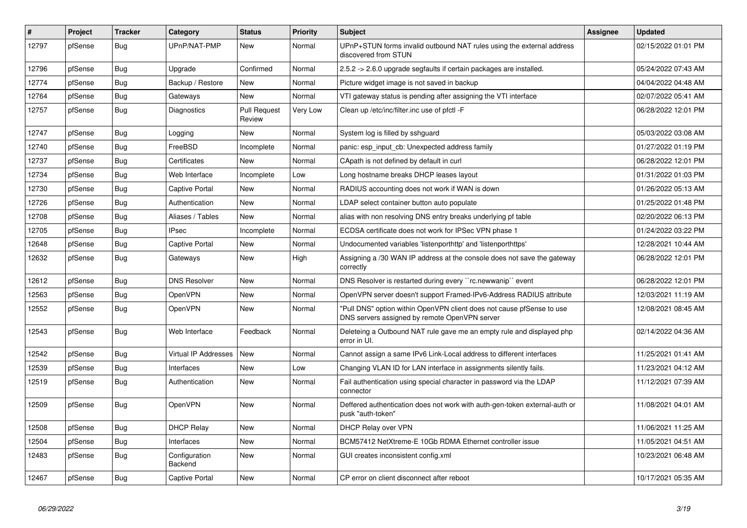| # | Project | Tracker | Category | Status | Priority | Subject | Assignee | Updated |
|---|---|---|---|---|---|---|---|---|
| 12797 | pfSense | Bug | UPnP/NAT-PMP | New | Normal | UPnP+STUN forms invalid outbound NAT rules using the external address discovered from STUN | | 02/15/2022 01:01 PM |
| 12796 | pfSense | Bug | Upgrade | Confirmed | Normal | 2.5.2 -> 2.6.0 upgrade segfaults if certain packages are installed. | | 05/24/2022 07:43 AM |
| 12774 | pfSense | Bug | Backup / Restore | New | Normal | Picture widget image is not saved in backup | | 04/04/2022 04:48 AM |
| 12764 | pfSense | Bug | Gateways | New | Normal | VTI gateway status is pending after assigning the VTI interface | | 02/07/2022 05:41 AM |
| 12757 | pfSense | Bug | Diagnostics | Pull Request Review | Very Low | Clean up /etc/inc/filter.inc use of pfctl -F | | 06/28/2022 12:01 PM |
| 12747 | pfSense | Bug | Logging | New | Normal | System log is filled by sshguard | | 05/03/2022 03:08 AM |
| 12740 | pfSense | Bug | FreeBSD | Incomplete | Normal | panic: esp_input_cb: Unexpected address family | | 01/27/2022 01:19 PM |
| 12737 | pfSense | Bug | Certificates | New | Normal | CApath is not defined by default in curl | | 06/28/2022 12:01 PM |
| 12734 | pfSense | Bug | Web Interface | Incomplete | Low | Long hostname breaks DHCP leases layout | | 01/31/2022 01:03 PM |
| 12730 | pfSense | Bug | Captive Portal | New | Normal | RADIUS accounting does not work if WAN is down | | 01/26/2022 05:13 AM |
| 12726 | pfSense | Bug | Authentication | New | Normal | LDAP select container button auto populate | | 01/25/2022 01:48 PM |
| 12708 | pfSense | Bug | Aliases / Tables | New | Normal | alias with non resolving DNS entry breaks underlying pf table | | 02/20/2022 06:13 PM |
| 12705 | pfSense | Bug | IPsec | Incomplete | Normal | ECDSA certificate does not work for IPSec VPN phase 1 | | 01/24/2022 03:22 PM |
| 12648 | pfSense | Bug | Captive Portal | New | Normal | Undocumented variables 'listenporthttp' and 'listenporthttps' | | 12/28/2021 10:44 AM |
| 12632 | pfSense | Bug | Gateways | New | High | Assigning a /30 WAN IP address at the console does not save the gateway correctly | | 06/28/2022 12:01 PM |
| 12612 | pfSense | Bug | DNS Resolver | New | Normal | DNS Resolver is restarted during every ``rc.newwanip`` event | | 06/28/2022 12:01 PM |
| 12563 | pfSense | Bug | OpenVPN | New | Normal | OpenVPN server doesn't support Framed-IPv6-Address RADIUS attribute | | 12/03/2021 11:19 AM |
| 12552 | pfSense | Bug | OpenVPN | New | Normal | "Pull DNS" option within OpenVPN client does not cause pfSense to use DNS servers assigned by remote OpenVPN server | | 12/08/2021 08:45 AM |
| 12543 | pfSense | Bug | Web Interface | Feedback | Normal | Deleteing a Outbound NAT rule gave me an empty rule and displayed php error in UI. | | 02/14/2022 04:36 AM |
| 12542 | pfSense | Bug | Virtual IP Addresses | New | Normal | Cannot assign a same IPv6 Link-Local address to different interfaces | | 11/25/2021 01:41 AM |
| 12539 | pfSense | Bug | Interfaces | New | Low | Changing VLAN ID for LAN interface in assignments silently fails. | | 11/23/2021 04:12 AM |
| 12519 | pfSense | Bug | Authentication | New | Normal | Fail authentication using special character in password via the LDAP connector | | 11/12/2021 07:39 AM |
| 12509 | pfSense | Bug | OpenVPN | New | Normal | Deffered authentication does not work with auth-gen-token external-auth or pusk "auth-token" | | 11/08/2021 04:01 AM |
| 12508 | pfSense | Bug | DHCP Relay | New | Normal | DHCP Relay over VPN | | 11/06/2021 11:25 AM |
| 12504 | pfSense | Bug | Interfaces | New | Normal | BCM57412 NetXtreme-E 10Gb RDMA Ethernet controller issue | | 11/05/2021 04:51 AM |
| 12483 | pfSense | Bug | Configuration Backend | New | Normal | GUI creates inconsistent config.xml | | 10/23/2021 06:48 AM |
| 12467 | pfSense | Bug | Captive Portal | New | Normal | CP error on client disconnect after reboot | | 10/17/2021 05:35 AM |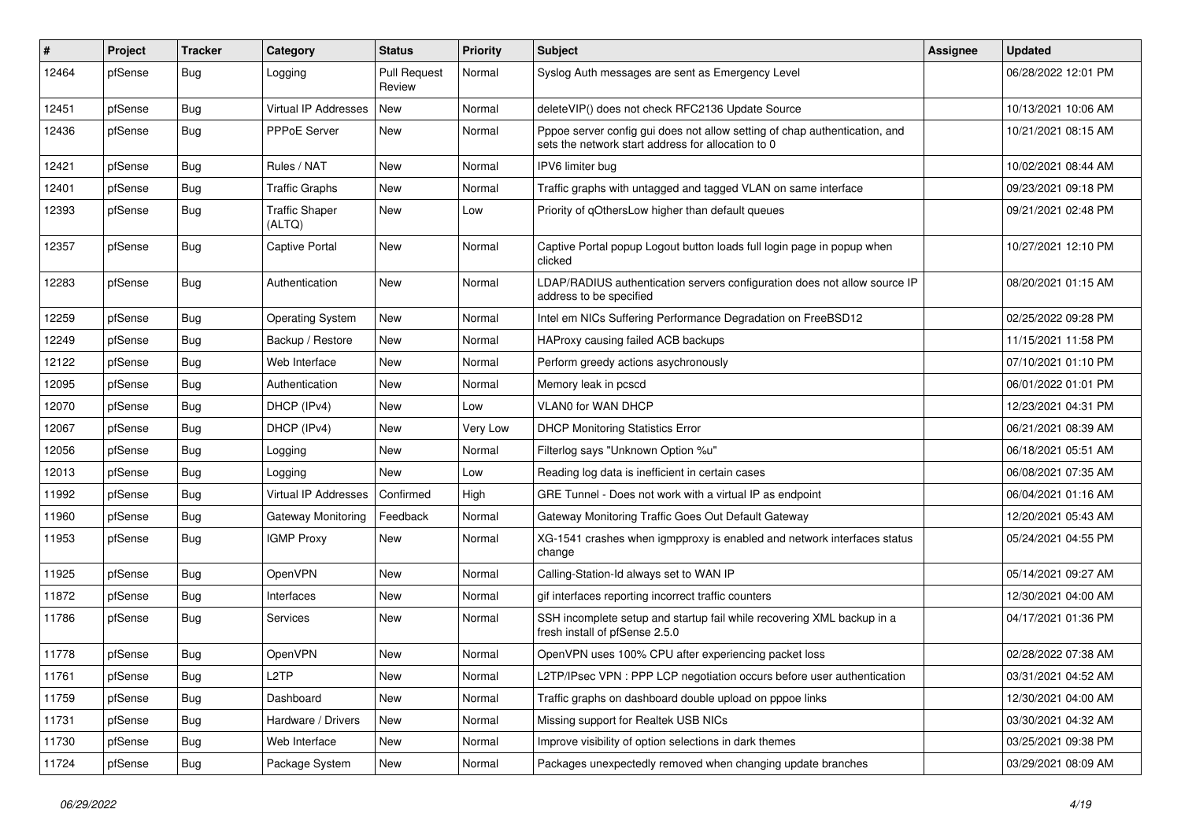| # | Project | Tracker | Category | Status | Priority | Subject | Assignee | Updated |
|---|---|---|---|---|---|---|---|---|
| 12464 | pfSense | Bug | Logging | Pull Request Review | Normal | Syslog Auth messages are sent as Emergency Level | | 06/28/2022 12:01 PM |
| 12451 | pfSense | Bug | Virtual IP Addresses | New | Normal | deleteVIP() does not check RFC2136 Update Source | | 10/13/2021 10:06 AM |
| 12436 | pfSense | Bug | PPPoE Server | New | Normal | Pppoe server config gui does not allow setting of chap authentication, and sets the network start address for allocation to 0 | | 10/21/2021 08:15 AM |
| 12421 | pfSense | Bug | Rules / NAT | New | Normal | IPV6 limiter bug | | 10/02/2021 08:44 AM |
| 12401 | pfSense | Bug | Traffic Graphs | New | Normal | Traffic graphs with untagged and tagged VLAN on same interface | | 09/23/2021 09:18 PM |
| 12393 | pfSense | Bug | Traffic Shaper (ALTQ) | New | Low | Priority of qOthersLow higher than default queues | | 09/21/2021 02:48 PM |
| 12357 | pfSense | Bug | Captive Portal | New | Normal | Captive Portal popup Logout button loads full login page in popup when clicked | | 10/27/2021 12:10 PM |
| 12283 | pfSense | Bug | Authentication | New | Normal | LDAP/RADIUS authentication servers configuration does not allow source IP address to be specified | | 08/20/2021 01:15 AM |
| 12259 | pfSense | Bug | Operating System | New | Normal | Intel em NICs Suffering Performance Degradation on FreeBSD12 | | 02/25/2022 09:28 PM |
| 12249 | pfSense | Bug | Backup / Restore | New | Normal | HAProxy causing failed ACB backups | | 11/15/2021 11:58 PM |
| 12122 | pfSense | Bug | Web Interface | New | Normal | Perform greedy actions asychronously | | 07/10/2021 01:10 PM |
| 12095 | pfSense | Bug | Authentication | New | Normal | Memory leak in pcscd | | 06/01/2022 01:01 PM |
| 12070 | pfSense | Bug | DHCP (IPv4) | New | Low | VLAN0 for WAN DHCP | | 12/23/2021 04:31 PM |
| 12067 | pfSense | Bug | DHCP (IPv4) | New | Very Low | DHCP Monitoring Statistics Error | | 06/21/2021 08:39 AM |
| 12056 | pfSense | Bug | Logging | New | Normal | Filterlog says "Unknown Option %u" | | 06/18/2021 05:51 AM |
| 12013 | pfSense | Bug | Logging | New | Low | Reading log data is inefficient in certain cases | | 06/08/2021 07:35 AM |
| 11992 | pfSense | Bug | Virtual IP Addresses | Confirmed | High | GRE Tunnel - Does not work with a virtual IP as endpoint | | 06/04/2021 01:16 AM |
| 11960 | pfSense | Bug | Gateway Monitoring | Feedback | Normal | Gateway Monitoring Traffic Goes Out Default Gateway | | 12/20/2021 05:43 AM |
| 11953 | pfSense | Bug | IGMP Proxy | New | Normal | XG-1541 crashes when igmpproxy is enabled and network interfaces status change | | 05/24/2021 04:55 PM |
| 11925 | pfSense | Bug | OpenVPN | New | Normal | Calling-Station-Id always set to WAN IP | | 05/14/2021 09:27 AM |
| 11872 | pfSense | Bug | Interfaces | New | Normal | gif interfaces reporting incorrect traffic counters | | 12/30/2021 04:00 AM |
| 11786 | pfSense | Bug | Services | New | Normal | SSH incomplete setup and startup fail while recovering XML backup in a fresh install of pfSense 2.5.0 | | 04/17/2021 01:36 PM |
| 11778 | pfSense | Bug | OpenVPN | New | Normal | OpenVPN uses 100% CPU after experiencing packet loss | | 02/28/2022 07:38 AM |
| 11761 | pfSense | Bug | L2TP | New | Normal | L2TP/IPsec VPN : PPP LCP negotiation occurs before user authentication | | 03/31/2021 04:52 AM |
| 11759 | pfSense | Bug | Dashboard | New | Normal | Traffic graphs on dashboard double upload on pppoe links | | 12/30/2021 04:00 AM |
| 11731 | pfSense | Bug | Hardware / Drivers | New | Normal | Missing support for Realtek USB NICs | | 03/30/2021 04:32 AM |
| 11730 | pfSense | Bug | Web Interface | New | Normal | Improve visibility of option selections in dark themes | | 03/25/2021 09:38 PM |
| 11724 | pfSense | Bug | Package System | New | Normal | Packages unexpectedly removed when changing update branches | | 03/29/2021 08:09 AM |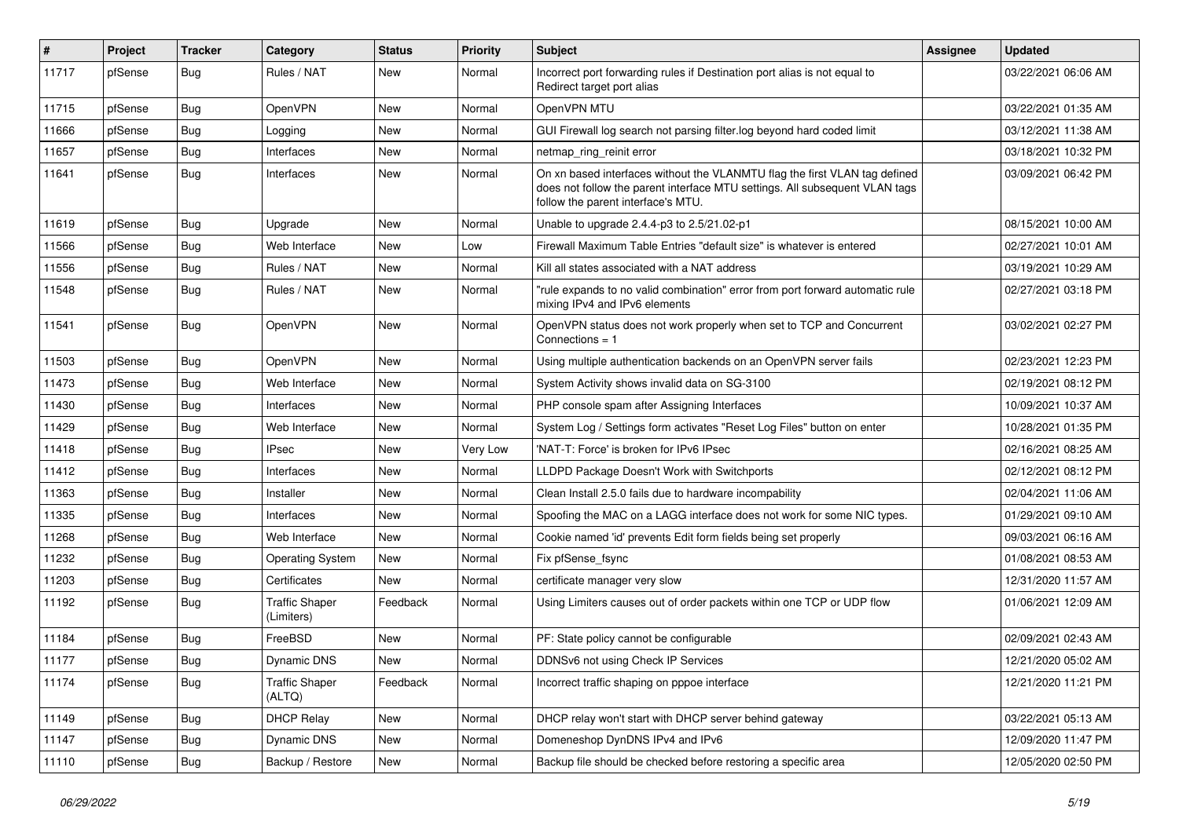| # | Project | Tracker | Category | Status | Priority | Subject | Assignee | Updated |
|---|---|---|---|---|---|---|---|---|
| 11717 | pfSense | Bug | Rules / NAT | New | Normal | Incorrect port forwarding rules if Destination port alias is not equal to Redirect target port alias | | 03/22/2021 06:06 AM |
| 11715 | pfSense | Bug | OpenVPN | New | Normal | OpenVPN MTU | | 03/22/2021 01:35 AM |
| 11666 | pfSense | Bug | Logging | New | Normal | GUI Firewall log search not parsing filter.log beyond hard coded limit | | 03/12/2021 11:38 AM |
| 11657 | pfSense | Bug | Interfaces | New | Normal | netmap_ring_reinit error | | 03/18/2021 10:32 PM |
| 11641 | pfSense | Bug | Interfaces | New | Normal | On xn based interfaces without the VLANMTU flag the first VLAN tag defined does not follow the parent interface MTU settings. All subsequent VLAN tags follow the parent interface's MTU. | | 03/09/2021 06:42 PM |
| 11619 | pfSense | Bug | Upgrade | New | Normal | Unable to upgrade 2.4.4-p3 to 2.5/21.02-p1 | | 08/15/2021 10:00 AM |
| 11566 | pfSense | Bug | Web Interface | New | Low | Firewall Maximum Table Entries "default size" is whatever is entered | | 02/27/2021 10:01 AM |
| 11556 | pfSense | Bug | Rules / NAT | New | Normal | Kill all states associated with a NAT address | | 03/19/2021 10:29 AM |
| 11548 | pfSense | Bug | Rules / NAT | New | Normal | "rule expands to no valid combination" error from port forward automatic rule mixing IPv4 and IPv6 elements | | 02/27/2021 03:18 PM |
| 11541 | pfSense | Bug | OpenVPN | New | Normal | OpenVPN status does not work properly when set to TCP and Concurrent Connections = 1 | | 03/02/2021 02:27 PM |
| 11503 | pfSense | Bug | OpenVPN | New | Normal | Using multiple authentication backends on an OpenVPN server fails | | 02/23/2021 12:23 PM |
| 11473 | pfSense | Bug | Web Interface | New | Normal | System Activity shows invalid data on SG-3100 | | 02/19/2021 08:12 PM |
| 11430 | pfSense | Bug | Interfaces | New | Normal | PHP console spam after Assigning Interfaces | | 10/09/2021 10:37 AM |
| 11429 | pfSense | Bug | Web Interface | New | Normal | System Log / Settings form activates "Reset Log Files" button on enter | | 10/28/2021 01:35 PM |
| 11418 | pfSense | Bug | IPsec | New | Very Low | 'NAT-T: Force' is broken for IPv6 IPsec | | 02/16/2021 08:25 AM |
| 11412 | pfSense | Bug | Interfaces | New | Normal | LLDPD Package Doesn't Work with Switchports | | 02/12/2021 08:12 PM |
| 11363 | pfSense | Bug | Installer | New | Normal | Clean Install 2.5.0 fails due to hardware incompability | | 02/04/2021 11:06 AM |
| 11335 | pfSense | Bug | Interfaces | New | Normal | Spoofing the MAC on a LAGG interface does not work for some NIC types. | | 01/29/2021 09:10 AM |
| 11268 | pfSense | Bug | Web Interface | New | Normal | Cookie named 'id' prevents Edit form fields being set properly | | 09/03/2021 06:16 AM |
| 11232 | pfSense | Bug | Operating System | New | Normal | Fix pfSense_fsync | | 01/08/2021 08:53 AM |
| 11203 | pfSense | Bug | Certificates | New | Normal | certificate manager very slow | | 12/31/2020 11:57 AM |
| 11192 | pfSense | Bug | Traffic Shaper (Limiters) | Feedback | Normal | Using Limiters causes out of order packets within one TCP or UDP flow | | 01/06/2021 12:09 AM |
| 11184 | pfSense | Bug | FreeBSD | New | Normal | PF: State policy cannot be configurable | | 02/09/2021 02:43 AM |
| 11177 | pfSense | Bug | Dynamic DNS | New | Normal | DDNSv6 not using Check IP Services | | 12/21/2020 05:02 AM |
| 11174 | pfSense | Bug | Traffic Shaper (ALTQ) | Feedback | Normal | Incorrect traffic shaping on pppoe interface | | 12/21/2020 11:21 PM |
| 11149 | pfSense | Bug | DHCP Relay | New | Normal | DHCP relay won't start with DHCP server behind gateway | | 03/22/2021 05:13 AM |
| 11147 | pfSense | Bug | Dynamic DNS | New | Normal | Domeneshop DynDNS IPv4 and IPv6 | | 12/09/2020 11:47 PM |
| 11110 | pfSense | Bug | Backup / Restore | New | Normal | Backup file should be checked before restoring a specific area | | 12/05/2020 02:50 PM |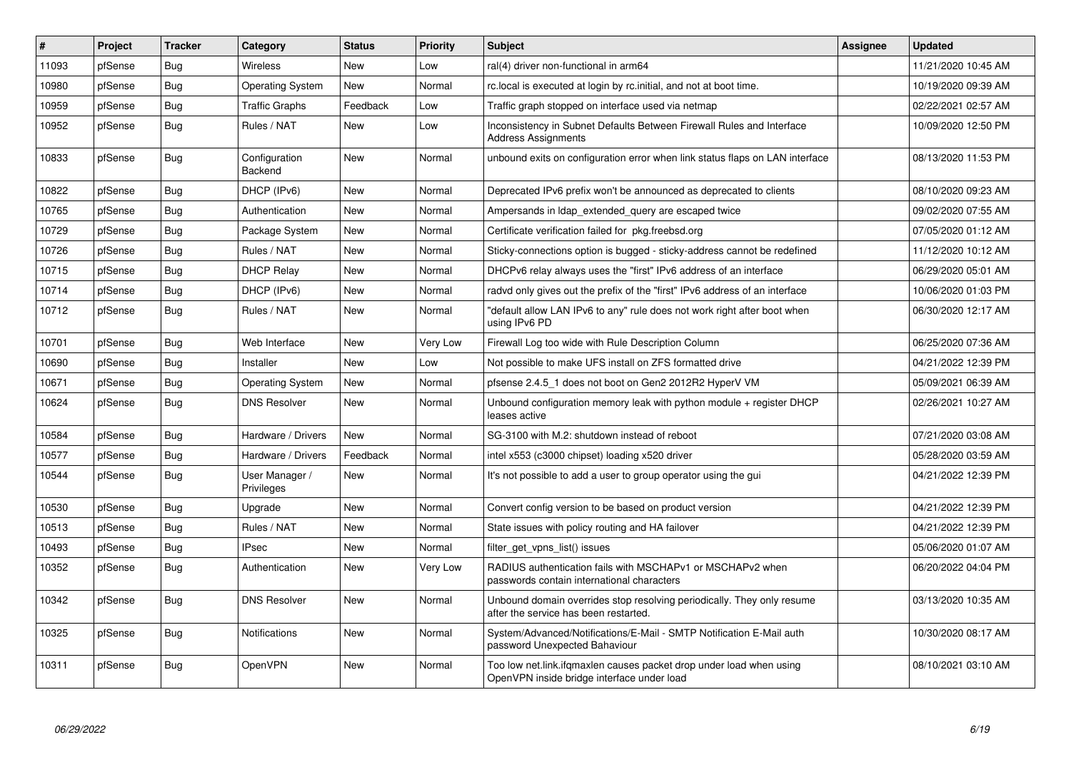| # | Project | Tracker | Category | Status | Priority | Subject | Assignee | Updated |
|---|---|---|---|---|---|---|---|---|
| 11093 | pfSense | Bug | Wireless | New | Low | ral(4) driver non-functional in arm64 | | 11/21/2020 10:45 AM |
| 10980 | pfSense | Bug | Operating System | New | Normal | rc.local is executed at login by rc.initial, and not at boot time. | | 10/19/2020 09:39 AM |
| 10959 | pfSense | Bug | Traffic Graphs | Feedback | Low | Traffic graph stopped on interface used via netmap | | 02/22/2021 02:57 AM |
| 10952 | pfSense | Bug | Rules / NAT | New | Low | Inconsistency in Subnet Defaults Between Firewall Rules and Interface Address Assignments | | 10/09/2020 12:50 PM |
| 10833 | pfSense | Bug | Configuration Backend | New | Normal | unbound exits on configuration error when link status flaps on LAN interface | | 08/13/2020 11:53 PM |
| 10822 | pfSense | Bug | DHCP (IPv6) | New | Normal | Deprecated IPv6 prefix won't be announced as deprecated to clients | | 08/10/2020 09:23 AM |
| 10765 | pfSense | Bug | Authentication | New | Normal | Ampersands in ldap_extended_query are escaped twice | | 09/02/2020 07:55 AM |
| 10729 | pfSense | Bug | Package System | New | Normal | Certificate verification failed for pkg.freebsd.org | | 07/05/2020 01:12 AM |
| 10726 | pfSense | Bug | Rules / NAT | New | Normal | Sticky-connections option is bugged - sticky-address cannot be redefined | | 11/12/2020 10:12 AM |
| 10715 | pfSense | Bug | DHCP Relay | New | Normal | DHCPv6 relay always uses the "first" IPv6 address of an interface | | 06/29/2020 05:01 AM |
| 10714 | pfSense | Bug | DHCP (IPv6) | New | Normal | radvd only gives out the prefix of the "first" IPv6 address of an interface | | 10/06/2020 01:03 PM |
| 10712 | pfSense | Bug | Rules / NAT | New | Normal | "default allow LAN IPv6 to any" rule does not work right after boot when using IPv6 PD | | 06/30/2020 12:17 AM |
| 10701 | pfSense | Bug | Web Interface | New | Very Low | Firewall Log too wide with Rule Description Column | | 06/25/2020 07:36 AM |
| 10690 | pfSense | Bug | Installer | New | Low | Not possible to make UFS install on ZFS formatted drive | | 04/21/2022 12:39 PM |
| 10671 | pfSense | Bug | Operating System | New | Normal | pfsense 2.4.5_1 does not boot on Gen2 2012R2 HyperV VM | | 05/09/2021 06:39 AM |
| 10624 | pfSense | Bug | DNS Resolver | New | Normal | Unbound configuration memory leak with python module + register DHCP leases active | | 02/26/2021 10:27 AM |
| 10584 | pfSense | Bug | Hardware / Drivers | New | Normal | SG-3100 with M.2: shutdown instead of reboot | | 07/21/2020 03:08 AM |
| 10577 | pfSense | Bug | Hardware / Drivers | Feedback | Normal | intel x553 (c3000 chipset) loading x520 driver | | 05/28/2020 03:59 AM |
| 10544 | pfSense | Bug | User Manager / Privileges | New | Normal | It's not possible to add a user to group operator using the gui | | 04/21/2022 12:39 PM |
| 10530 | pfSense | Bug | Upgrade | New | Normal | Convert config version to be based on product version | | 04/21/2022 12:39 PM |
| 10513 | pfSense | Bug | Rules / NAT | New | Normal | State issues with policy routing and HA failover | | 04/21/2022 12:39 PM |
| 10493 | pfSense | Bug | IPsec | New | Normal | filter_get_vpns_list() issues | | 05/06/2020 01:07 AM |
| 10352 | pfSense | Bug | Authentication | New | Very Low | RADIUS authentication fails with MSCHAPv1 or MSCHAPv2 when passwords contain international characters | | 06/20/2022 04:04 PM |
| 10342 | pfSense | Bug | DNS Resolver | New | Normal | Unbound domain overrides stop resolving periodically. They only resume after the service has been restarted. | | 03/13/2020 10:35 AM |
| 10325 | pfSense | Bug | Notifications | New | Normal | System/Advanced/Notifications/E-Mail - SMTP Notification E-Mail auth password Unexpected Bahaviour | | 10/30/2020 08:17 AM |
| 10311 | pfSense | Bug | OpenVPN | New | Normal | Too low net.link.ifqmaxlen causes packet drop under load when using OpenVPN inside bridge interface under load | | 08/10/2021 03:10 AM |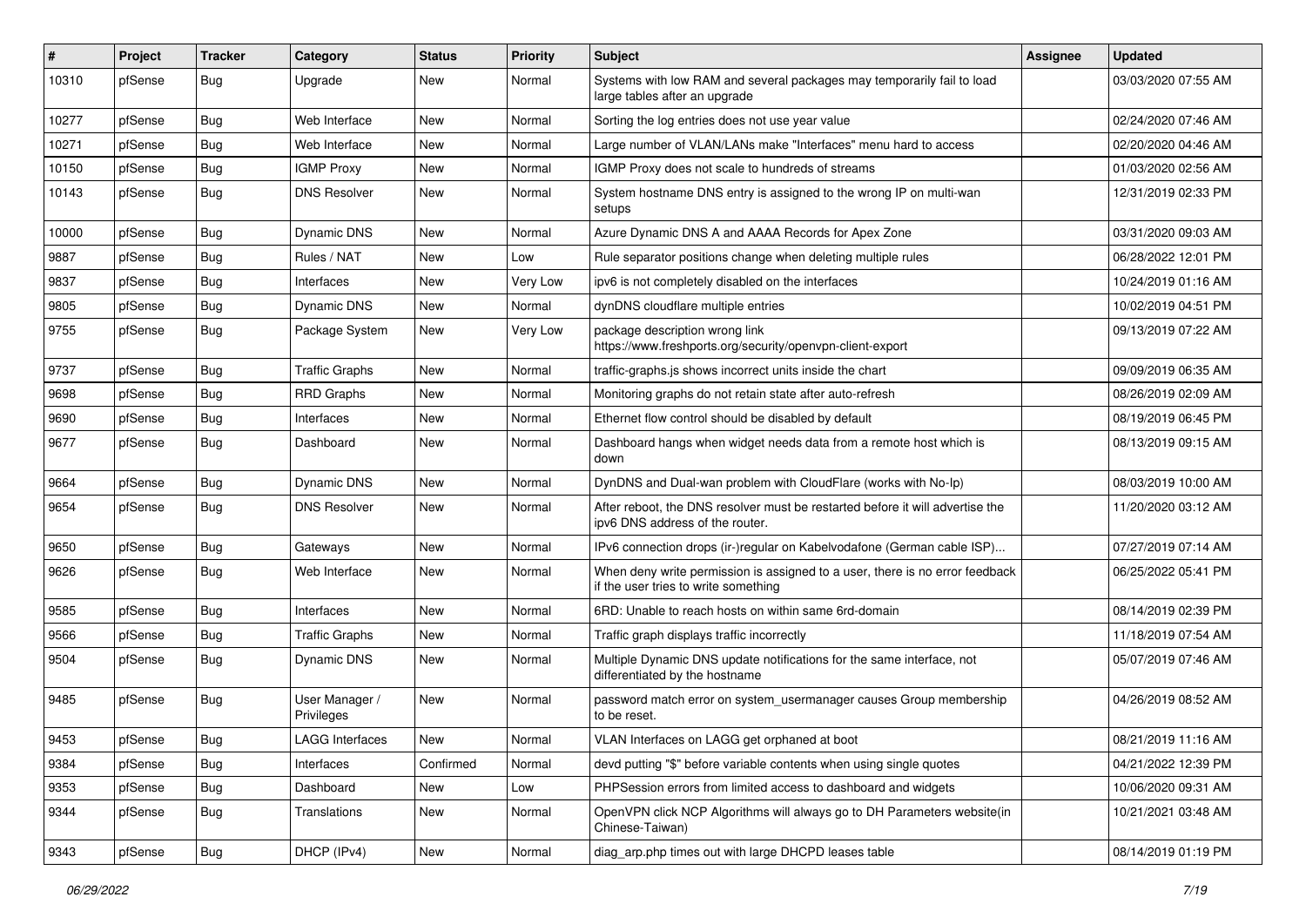| # | Project | Tracker | Category | Status | Priority | Subject | Assignee | Updated |
|---|---|---|---|---|---|---|---|---|
| 10310 | pfSense | Bug | Upgrade | New | Normal | Systems with low RAM and several packages may temporarily fail to load large tables after an upgrade | | 03/03/2020 07:55 AM |
| 10277 | pfSense | Bug | Web Interface | New | Normal | Sorting the log entries does not use year value | | 02/24/2020 07:46 AM |
| 10271 | pfSense | Bug | Web Interface | New | Normal | Large number of VLAN/LANs make "Interfaces" menu hard to access | | 02/20/2020 04:46 AM |
| 10150 | pfSense | Bug | IGMP Proxy | New | Normal | IGMP Proxy does not scale to hundreds of streams | | 01/03/2020 02:56 AM |
| 10143 | pfSense | Bug | DNS Resolver | New | Normal | System hostname DNS entry is assigned to the wrong IP on multi-wan setups | | 12/31/2019 02:33 PM |
| 10000 | pfSense | Bug | Dynamic DNS | New | Normal | Azure Dynamic DNS A and AAAA Records for Apex Zone | | 03/31/2020 09:03 AM |
| 9887 | pfSense | Bug | Rules / NAT | New | Low | Rule separator positions change when deleting multiple rules | | 06/28/2022 12:01 PM |
| 9837 | pfSense | Bug | Interfaces | New | Very Low | ipv6 is not completely disabled on the interfaces | | 10/24/2019 01:16 AM |
| 9805 | pfSense | Bug | Dynamic DNS | New | Normal | dynDNS cloudflare multiple entries | | 10/02/2019 04:51 PM |
| 9755 | pfSense | Bug | Package System | New | Very Low | package description wrong link https://www.freshports.org/security/openvpn-client-export | | 09/13/2019 07:22 AM |
| 9737 | pfSense | Bug | Traffic Graphs | New | Normal | traffic-graphs.js shows incorrect units inside the chart | | 09/09/2019 06:35 AM |
| 9698 | pfSense | Bug | RRD Graphs | New | Normal | Monitoring graphs do not retain state after auto-refresh | | 08/26/2019 02:09 AM |
| 9690 | pfSense | Bug | Interfaces | New | Normal | Ethernet flow control should be disabled by default | | 08/19/2019 06:45 PM |
| 9677 | pfSense | Bug | Dashboard | New | Normal | Dashboard hangs when widget needs data from a remote host which is down | | 08/13/2019 09:15 AM |
| 9664 | pfSense | Bug | Dynamic DNS | New | Normal | DynDNS and Dual-wan problem with CloudFlare (works with No-Ip) | | 08/03/2019 10:00 AM |
| 9654 | pfSense | Bug | DNS Resolver | New | Normal | After reboot, the DNS resolver must be restarted before it will advertise the ipv6 DNS address of the router. | | 11/20/2020 03:12 AM |
| 9650 | pfSense | Bug | Gateways | New | Normal | IPv6 connection drops (ir-)regular on Kabelvodafone (German cable ISP)... | | 07/27/2019 07:14 AM |
| 9626 | pfSense | Bug | Web Interface | New | Normal | When deny write permission is assigned to a user, there is no error feedback if the user tries to write something | | 06/25/2022 05:41 PM |
| 9585 | pfSense | Bug | Interfaces | New | Normal | 6RD: Unable to reach hosts on within same 6rd-domain | | 08/14/2019 02:39 PM |
| 9566 | pfSense | Bug | Traffic Graphs | New | Normal | Traffic graph displays traffic incorrectly | | 11/18/2019 07:54 AM |
| 9504 | pfSense | Bug | Dynamic DNS | New | Normal | Multiple Dynamic DNS update notifications for the same interface, not differentiated by the hostname | | 05/07/2019 07:46 AM |
| 9485 | pfSense | Bug | User Manager / Privileges | New | Normal | password match error on system_usermanager causes Group membership to be reset. | | 04/26/2019 08:52 AM |
| 9453 | pfSense | Bug | LAGG Interfaces | New | Normal | VLAN Interfaces on LAGG get orphaned at boot | | 08/21/2019 11:16 AM |
| 9384 | pfSense | Bug | Interfaces | Confirmed | Normal | devd putting "$" before variable contents when using single quotes | | 04/21/2022 12:39 PM |
| 9353 | pfSense | Bug | Dashboard | New | Low | PHPSession errors from limited access to dashboard and widgets | | 10/06/2020 09:31 AM |
| 9344 | pfSense | Bug | Translations | New | Normal | OpenVPN click NCP Algorithms will always go to DH Parameters website(in Chinese-Taiwan) | | 10/21/2021 03:48 AM |
| 9343 | pfSense | Bug | DHCP (IPv4) | New | Normal | diag_arp.php times out with large DHCPD leases table | | 08/14/2019 01:19 PM |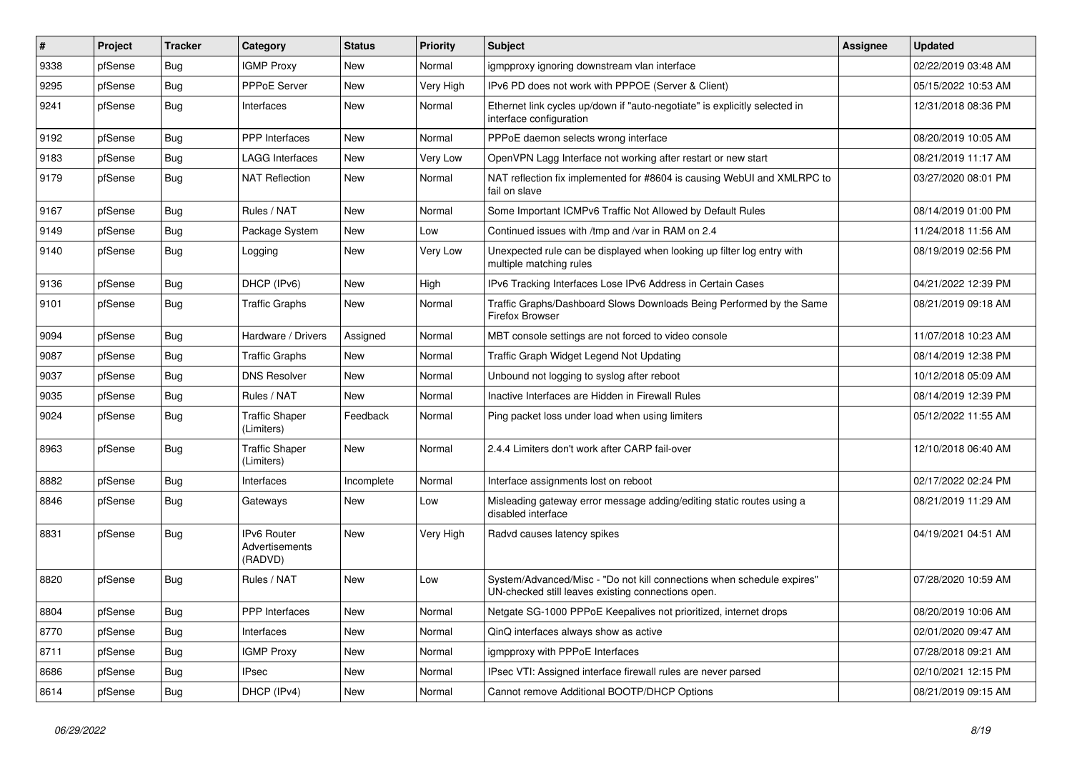| # | Project | Tracker | Category | Status | Priority | Subject | Assignee | Updated |
|---|---|---|---|---|---|---|---|---|
| 9338 | pfSense | Bug | IGMP Proxy | New | Normal | igmpproxy ignoring downstream vlan interface | | 02/22/2019 03:48 AM |
| 9295 | pfSense | Bug | PPPoE Server | New | Very High | IPv6 PD does not work with PPPOE (Server & Client) | | 05/15/2022 10:53 AM |
| 9241 | pfSense | Bug | Interfaces | New | Normal | Ethernet link cycles up/down if "auto-negotiate" is explicitly selected in interface configuration | | 12/31/2018 08:36 PM |
| 9192 | pfSense | Bug | PPP Interfaces | New | Normal | PPPoE daemon selects wrong interface | | 08/20/2019 10:05 AM |
| 9183 | pfSense | Bug | LAGG Interfaces | New | Very Low | OpenVPN Lagg Interface not working after restart or new start | | 08/21/2019 11:17 AM |
| 9179 | pfSense | Bug | NAT Reflection | New | Normal | NAT reflection fix implemented for #8604 is causing WebUI and XMLRPC to fail on slave | | 03/27/2020 08:01 PM |
| 9167 | pfSense | Bug | Rules / NAT | New | Normal | Some Important ICMPv6 Traffic Not Allowed by Default Rules | | 08/14/2019 01:00 PM |
| 9149 | pfSense | Bug | Package System | New | Low | Continued issues with /tmp and /var in RAM on 2.4 | | 11/24/2018 11:56 AM |
| 9140 | pfSense | Bug | Logging | New | Very Low | Unexpected rule can be displayed when looking up filter log entry with multiple matching rules | | 08/19/2019 02:56 PM |
| 9136 | pfSense | Bug | DHCP (IPv6) | New | High | IPv6 Tracking Interfaces Lose IPv6 Address in Certain Cases | | 04/21/2022 12:39 PM |
| 9101 | pfSense | Bug | Traffic Graphs | New | Normal | Traffic Graphs/Dashboard Slows Downloads Being Performed by the Same Firefox Browser | | 08/21/2019 09:18 AM |
| 9094 | pfSense | Bug | Hardware / Drivers | Assigned | Normal | MBT console settings are not forced to video console | | 11/07/2018 10:23 AM |
| 9087 | pfSense | Bug | Traffic Graphs | New | Normal | Traffic Graph Widget Legend Not Updating | | 08/14/2019 12:38 PM |
| 9037 | pfSense | Bug | DNS Resolver | New | Normal | Unbound not logging to syslog after reboot | | 10/12/2018 05:09 AM |
| 9035 | pfSense | Bug | Rules / NAT | New | Normal | Inactive Interfaces are Hidden in Firewall Rules | | 08/14/2019 12:39 PM |
| 9024 | pfSense | Bug | Traffic Shaper (Limiters) | Feedback | Normal | Ping packet loss under load when using limiters | | 05/12/2022 11:55 AM |
| 8963 | pfSense | Bug | Traffic Shaper (Limiters) | New | Normal | 2.4.4 Limiters don't work after CARP fail-over | | 12/10/2018 06:40 AM |
| 8882 | pfSense | Bug | Interfaces | Incomplete | Normal | Interface assignments lost on reboot | | 02/17/2022 02:24 PM |
| 8846 | pfSense | Bug | Gateways | New | Low | Misleading gateway error message adding/editing static routes using a disabled interface | | 08/21/2019 11:29 AM |
| 8831 | pfSense | Bug | IPv6 Router Advertisements (RADVD) | New | Very High | Radvd causes latency spikes | | 04/19/2021 04:51 AM |
| 8820 | pfSense | Bug | Rules / NAT | New | Low | System/Advanced/Misc - "Do not kill connections when schedule expires" UN-checked still leaves existing connections open. | | 07/28/2020 10:59 AM |
| 8804 | pfSense | Bug | PPP Interfaces | New | Normal | Netgate SG-1000 PPPoE Keepalives not prioritized, internet drops | | 08/20/2019 10:06 AM |
| 8770 | pfSense | Bug | Interfaces | New | Normal | QinQ interfaces always show as active | | 02/01/2020 09:47 AM |
| 8711 | pfSense | Bug | IGMP Proxy | New | Normal | igmpproxy with PPPoE Interfaces | | 07/28/2018 09:21 AM |
| 8686 | pfSense | Bug | IPsec | New | Normal | IPsec VTI: Assigned interface firewall rules are never parsed | | 02/10/2021 12:15 PM |
| 8614 | pfSense | Bug | DHCP (IPv4) | New | Normal | Cannot remove Additional BOOTP/DHCP Options | | 08/21/2019 09:15 AM |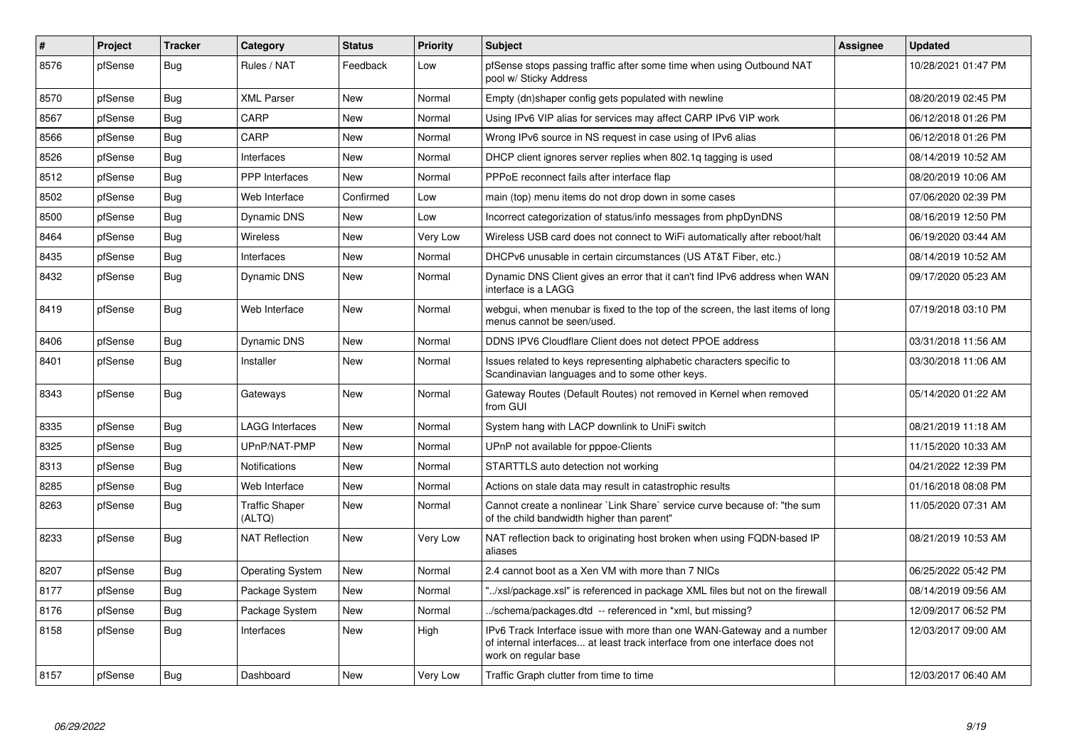| # | Project | Tracker | Category | Status | Priority | Subject | Assignee | Updated |
|---|---|---|---|---|---|---|---|---|
| 8576 | pfSense | Bug | Rules / NAT | Feedback | Low | pfSense stops passing traffic after some time when using Outbound NAT pool w/ Sticky Address | | 10/28/2021 01:47 PM |
| 8570 | pfSense | Bug | XML Parser | New | Normal | Empty (dn)shaper config gets populated with newline | | 08/20/2019 02:45 PM |
| 8567 | pfSense | Bug | CARP | New | Normal | Using IPv6 VIP alias for services may affect CARP IPv6 VIP work | | 06/12/2018 01:26 PM |
| 8566 | pfSense | Bug | CARP | New | Normal | Wrong IPv6 source in NS request in case using of IPv6 alias | | 06/12/2018 01:26 PM |
| 8526 | pfSense | Bug | Interfaces | New | Normal | DHCP client ignores server replies when 802.1q tagging is used | | 08/14/2019 10:52 AM |
| 8512 | pfSense | Bug | PPP Interfaces | New | Normal | PPPoE reconnect fails after interface flap | | 08/20/2019 10:06 AM |
| 8502 | pfSense | Bug | Web Interface | Confirmed | Low | main (top) menu items do not drop down in some cases | | 07/06/2020 02:39 PM |
| 8500 | pfSense | Bug | Dynamic DNS | New | Low | Incorrect categorization of status/info messages from phpDynDNS | | 08/16/2019 12:50 PM |
| 8464 | pfSense | Bug | Wireless | New | Very Low | Wireless USB card does not connect to WiFi automatically after reboot/halt | | 06/19/2020 03:44 AM |
| 8435 | pfSense | Bug | Interfaces | New | Normal | DHCPv6 unusable in certain circumstances (US AT&T Fiber, etc.) | | 08/14/2019 10:52 AM |
| 8432 | pfSense | Bug | Dynamic DNS | New | Normal | Dynamic DNS Client gives an error that it can't find IPv6 address when WAN interface is a LAGG | | 09/17/2020 05:23 AM |
| 8419 | pfSense | Bug | Web Interface | New | Normal | webgui, when menubar is fixed to the top of the screen, the last items of long menus cannot be seen/used. | | 07/19/2018 03:10 PM |
| 8406 | pfSense | Bug | Dynamic DNS | New | Normal | DDNS IPV6 Cloudflare Client does not detect PPOE address | | 03/31/2018 11:56 AM |
| 8401 | pfSense | Bug | Installer | New | Normal | Issues related to keys representing alphabetic characters specific to Scandinavian languages and to some other keys. | | 03/30/2018 11:06 AM |
| 8343 | pfSense | Bug | Gateways | New | Normal | Gateway Routes (Default Routes) not removed in Kernel when removed from GUI | | 05/14/2020 01:22 AM |
| 8335 | pfSense | Bug | LAGG Interfaces | New | Normal | System hang with LACP downlink to UniFi switch | | 08/21/2019 11:18 AM |
| 8325 | pfSense | Bug | UPnP/NAT-PMP | New | Normal | UPnP not available for pppoe-Clients | | 11/15/2020 10:33 AM |
| 8313 | pfSense | Bug | Notifications | New | Normal | STARTTLS auto detection not working | | 04/21/2022 12:39 PM |
| 8285 | pfSense | Bug | Web Interface | New | Normal | Actions on stale data may result in catastrophic results | | 01/16/2018 08:08 PM |
| 8263 | pfSense | Bug | Traffic Shaper (ALTQ) | New | Normal | Cannot create a nonlinear `Link Share` service curve because of: "the sum of the child bandwidth higher than parent" | | 11/05/2020 07:31 AM |
| 8233 | pfSense | Bug | NAT Reflection | New | Very Low | NAT reflection back to originating host broken when using FQDN-based IP aliases | | 08/21/2019 10:53 AM |
| 8207 | pfSense | Bug | Operating System | New | Normal | 2.4 cannot boot as a Xen VM with more than 7 NICs | | 06/25/2022 05:42 PM |
| 8177 | pfSense | Bug | Package System | New | Normal | "../xsl/package.xsl" is referenced in package XML files but not on the firewall | | 08/14/2019 09:56 AM |
| 8176 | pfSense | Bug | Package System | New | Normal | ../schema/packages.dtd -- referenced in *xml, but missing? | | 12/09/2017 06:52 PM |
| 8158 | pfSense | Bug | Interfaces | New | High | IPv6 Track Interface issue with more than one WAN-Gateway and a number of internal interfaces... at least track interface from one interface does not work on regular base | | 12/03/2017 09:00 AM |
| 8157 | pfSense | Bug | Dashboard | New | Very Low | Traffic Graph clutter from time to time | | 12/03/2017 06:40 AM |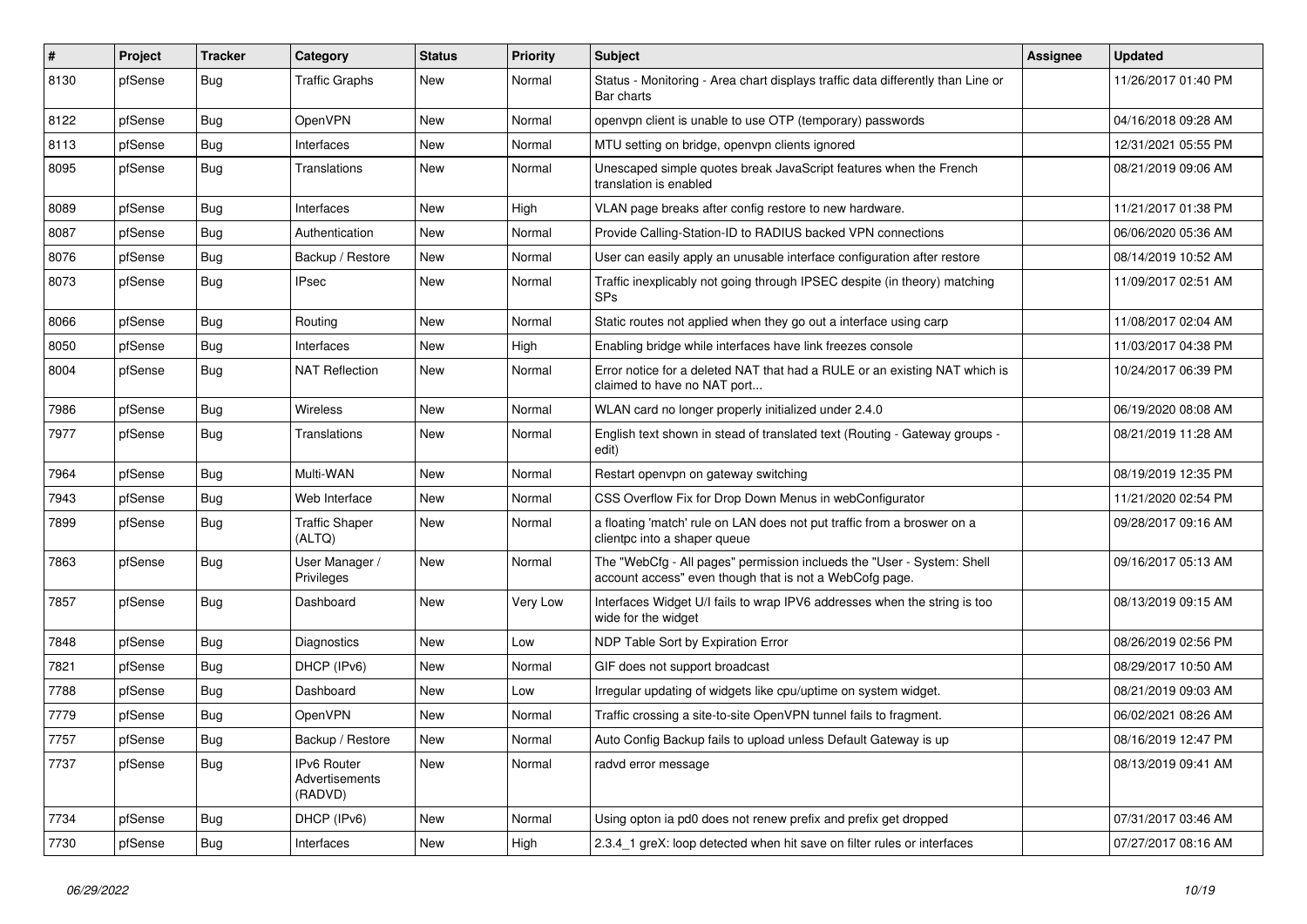| # | Project | Tracker | Category | Status | Priority | Subject | Assignee | Updated |
|---|---|---|---|---|---|---|---|---|
| 8130 | pfSense | Bug | Traffic Graphs | New | Normal | Status - Monitoring - Area chart displays traffic data differently than Line or Bar charts | | 11/26/2017 01:40 PM |
| 8122 | pfSense | Bug | OpenVPN | New | Normal | openvpn client is unable to use OTP (temporary) passwords | | 04/16/2018 09:28 AM |
| 8113 | pfSense | Bug | Interfaces | New | Normal | MTU setting on bridge, openvpn clients ignored | | 12/31/2021 05:55 PM |
| 8095 | pfSense | Bug | Translations | New | Normal | Unescaped simple quotes break JavaScript features when the French translation is enabled | | 08/21/2019 09:06 AM |
| 8089 | pfSense | Bug | Interfaces | New | High | VLAN page breaks after config restore to new hardware. | | 11/21/2017 01:38 PM |
| 8087 | pfSense | Bug | Authentication | New | Normal | Provide Calling-Station-ID to RADIUS backed VPN connections | | 06/06/2020 05:36 AM |
| 8076 | pfSense | Bug | Backup / Restore | New | Normal | User can easily apply an unusable interface configuration after restore | | 08/14/2019 10:52 AM |
| 8073 | pfSense | Bug | IPsec | New | Normal | Traffic inexplicably not going through IPSEC despite (in theory) matching SPs | | 11/09/2017 02:51 AM |
| 8066 | pfSense | Bug | Routing | New | Normal | Static routes not applied when they go out a interface using carp | | 11/08/2017 02:04 AM |
| 8050 | pfSense | Bug | Interfaces | New | High | Enabling bridge while interfaces have link freezes console | | 11/03/2017 04:38 PM |
| 8004 | pfSense | Bug | NAT Reflection | New | Normal | Error notice for a deleted NAT that had a RULE or an existing NAT which is claimed to have no NAT port... | | 10/24/2017 06:39 PM |
| 7986 | pfSense | Bug | Wireless | New | Normal | WLAN card no longer properly initialized under 2.4.0 | | 06/19/2020 08:08 AM |
| 7977 | pfSense | Bug | Translations | New | Normal | English text shown in stead of translated text (Routing - Gateway groups - edit) | | 08/21/2019 11:28 AM |
| 7964 | pfSense | Bug | Multi-WAN | New | Normal | Restart openvpn on gateway switching | | 08/19/2019 12:35 PM |
| 7943 | pfSense | Bug | Web Interface | New | Normal | CSS Overflow Fix for Drop Down Menus in webConfigurator | | 11/21/2020 02:54 PM |
| 7899 | pfSense | Bug | Traffic Shaper (ALTQ) | New | Normal | a floating 'match' rule on LAN does not put traffic from a broswer on a clientpc into a shaper queue | | 09/28/2017 09:16 AM |
| 7863 | pfSense | Bug | User Manager / Privileges | New | Normal | The "WebCfg - All pages" permission inclueds the "User - System: Shell account access" even though that is not a WebCofg page. | | 09/16/2017 05:13 AM |
| 7857 | pfSense | Bug | Dashboard | New | Very Low | Interfaces Widget U/I fails to wrap IPV6 addresses when the string is too wide for the widget | | 08/13/2019 09:15 AM |
| 7848 | pfSense | Bug | Diagnostics | New | Low | NDP Table Sort by Expiration Error | | 08/26/2019 02:56 PM |
| 7821 | pfSense | Bug | DHCP (IPv6) | New | Normal | GIF does not support broadcast | | 08/29/2017 10:50 AM |
| 7788 | pfSense | Bug | Dashboard | New | Low | Irregular updating of widgets like cpu/uptime on system widget. | | 08/21/2019 09:03 AM |
| 7779 | pfSense | Bug | OpenVPN | New | Normal | Traffic crossing a site-to-site OpenVPN tunnel fails to fragment. | | 06/02/2021 08:26 AM |
| 7757 | pfSense | Bug | Backup / Restore | New | Normal | Auto Config Backup fails to upload unless Default Gateway is up | | 08/16/2019 12:47 PM |
| 7737 | pfSense | Bug | IPv6 Router Advertisements (RADVD) | New | Normal | radvd error message | | 08/13/2019 09:41 AM |
| 7734 | pfSense | Bug | DHCP (IPv6) | New | Normal | Using opton ia pd0 does not renew prefix and prefix get dropped | | 07/31/2017 03:46 AM |
| 7730 | pfSense | Bug | Interfaces | New | High | 2.3.4_1 greX: loop detected when hit save on filter rules or interfaces | | 07/27/2017 08:16 AM |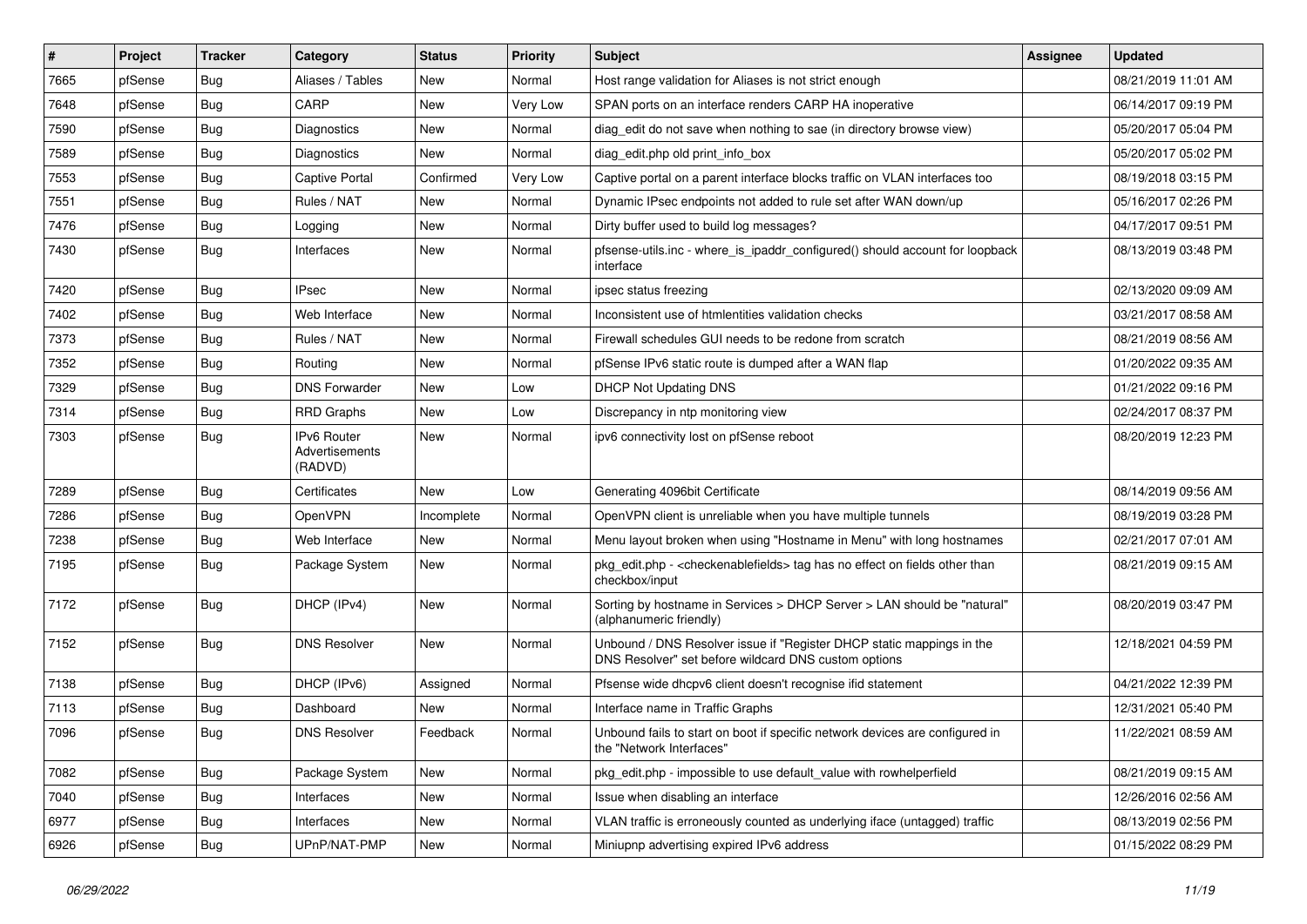| # | Project | Tracker | Category | Status | Priority | Subject | Assignee | Updated |
|---|---|---|---|---|---|---|---|---|
| 7665 | pfSense | Bug | Aliases / Tables | New | Normal | Host range validation for Aliases is not strict enough | | 08/21/2019 11:01 AM |
| 7648 | pfSense | Bug | CARP | New | Very Low | SPAN ports on an interface renders CARP HA inoperative | | 06/14/2017 09:19 PM |
| 7590 | pfSense | Bug | Diagnostics | New | Normal | diag_edit do not save when nothing to sae (in directory browse view) | | 05/20/2017 05:04 PM |
| 7589 | pfSense | Bug | Diagnostics | New | Normal | diag_edit.php old print_info_box | | 05/20/2017 05:02 PM |
| 7553 | pfSense | Bug | Captive Portal | Confirmed | Very Low | Captive portal on a parent interface blocks traffic on VLAN interfaces too | | 08/19/2018 03:15 PM |
| 7551 | pfSense | Bug | Rules / NAT | New | Normal | Dynamic IPsec endpoints not added to rule set after WAN down/up | | 05/16/2017 02:26 PM |
| 7476 | pfSense | Bug | Logging | New | Normal | Dirty buffer used to build log messages? | | 04/17/2017 09:51 PM |
| 7430 | pfSense | Bug | Interfaces | New | Normal | pfsense-utils.inc - where_is_ipaddr_configured() should account for loopback interface | | 08/13/2019 03:48 PM |
| 7420 | pfSense | Bug | IPsec | New | Normal | ipsec status freezing | | 02/13/2020 09:09 AM |
| 7402 | pfSense | Bug | Web Interface | New | Normal | Inconsistent use of htmlentities validation checks | | 03/21/2017 08:58 AM |
| 7373 | pfSense | Bug | Rules / NAT | New | Normal | Firewall schedules GUI needs to be redone from scratch | | 08/21/2019 08:56 AM |
| 7352 | pfSense | Bug | Routing | New | Normal | pfSense IPv6 static route is dumped after a WAN flap | | 01/20/2022 09:35 AM |
| 7329 | pfSense | Bug | DNS Forwarder | New | Low | DHCP Not Updating DNS | | 01/21/2022 09:16 PM |
| 7314 | pfSense | Bug | RRD Graphs | New | Low | Discrepancy in ntp monitoring view | | 02/24/2017 08:37 PM |
| 7303 | pfSense | Bug | IPv6 Router Advertisements (RADVD) | New | Normal | ipv6 connectivity lost on pfSense reboot | | 08/20/2019 12:23 PM |
| 7289 | pfSense | Bug | Certificates | New | Low | Generating 4096bit Certificate | | 08/14/2019 09:56 AM |
| 7286 | pfSense | Bug | OpenVPN | Incomplete | Normal | OpenVPN client is unreliable when you have multiple tunnels | | 08/19/2019 03:28 PM |
| 7238 | pfSense | Bug | Web Interface | New | Normal | Menu layout broken when using "Hostname in Menu" with long hostnames | | 02/21/2017 07:01 AM |
| 7195 | pfSense | Bug | Package System | New | Normal | pkg_edit.php - <checkenablefields> tag has no effect on fields other than checkbox/input | | 08/21/2019 09:15 AM |
| 7172 | pfSense | Bug | DHCP (IPv4) | New | Normal | Sorting by hostname in Services > DHCP Server > LAN should be "natural" (alphanumeric friendly) | | 08/20/2019 03:47 PM |
| 7152 | pfSense | Bug | DNS Resolver | New | Normal | Unbound / DNS Resolver issue if "Register DHCP static mappings in the DNS Resolver" set before wildcard DNS custom options | | 12/18/2021 04:59 PM |
| 7138 | pfSense | Bug | DHCP (IPv6) | Assigned | Normal | Pfsense wide dhcpv6 client doesn't recognise ifid statement | | 04/21/2022 12:39 PM |
| 7113 | pfSense | Bug | Dashboard | New | Normal | Interface name in Traffic Graphs | | 12/31/2021 05:40 PM |
| 7096 | pfSense | Bug | DNS Resolver | Feedback | Normal | Unbound fails to start on boot if specific network devices are configured in the "Network Interfaces" | | 11/22/2021 08:59 AM |
| 7082 | pfSense | Bug | Package System | New | Normal | pkg_edit.php - impossible to use default_value with rowhelperfield | | 08/21/2019 09:15 AM |
| 7040 | pfSense | Bug | Interfaces | New | Normal | Issue when disabling an interface | | 12/26/2016 02:56 AM |
| 6977 | pfSense | Bug | Interfaces | New | Normal | VLAN traffic is erroneously counted as underlying iface (untagged) traffic | | 08/13/2019 02:56 PM |
| 6926 | pfSense | Bug | UPnP/NAT-PMP | New | Normal | Miniupnp advertising expired IPv6 address | | 01/15/2022 08:29 PM |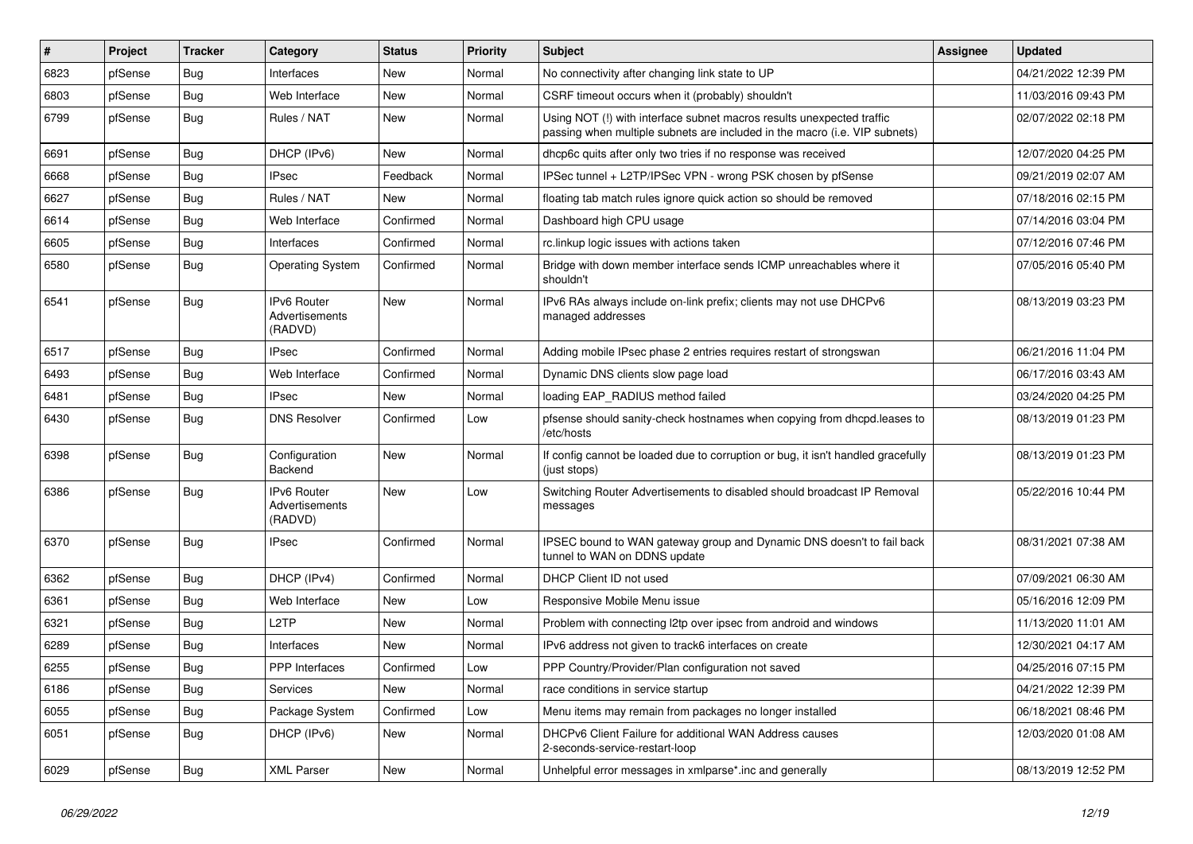| # | Project | Tracker | Category | Status | Priority | Subject | Assignee | Updated |
|---|---|---|---|---|---|---|---|---|
| 6823 | pfSense | Bug | Interfaces | New | Normal | No connectivity after changing link state to UP | | 04/21/2022 12:39 PM |
| 6803 | pfSense | Bug | Web Interface | New | Normal | CSRF timeout occurs when it (probably) shouldn't | | 11/03/2016 09:43 PM |
| 6799 | pfSense | Bug | Rules / NAT | New | Normal | Using NOT (!) with interface subnet macros results unexpected traffic passing when multiple subnets are included in the macro (i.e. VIP subnets) | | 02/07/2022 02:18 PM |
| 6691 | pfSense | Bug | DHCP (IPv6) | New | Normal | dhcp6c quits after only two tries if no response was received | | 12/07/2020 04:25 PM |
| 6668 | pfSense | Bug | IPsec | Feedback | Normal | IPSec tunnel + L2TP/IPSec VPN - wrong PSK chosen by pfSense | | 09/21/2019 02:07 AM |
| 6627 | pfSense | Bug | Rules / NAT | New | Normal | floating tab match rules ignore quick action so should be removed | | 07/18/2016 02:15 PM |
| 6614 | pfSense | Bug | Web Interface | Confirmed | Normal | Dashboard high CPU usage | | 07/14/2016 03:04 PM |
| 6605 | pfSense | Bug | Interfaces | Confirmed | Normal | rc.linkup logic issues with actions taken | | 07/12/2016 07:46 PM |
| 6580 | pfSense | Bug | Operating System | Confirmed | Normal | Bridge with down member interface sends ICMP unreachables where it shouldn't | | 07/05/2016 05:40 PM |
| 6541 | pfSense | Bug | IPv6 Router Advertisements (RADVD) | New | Normal | IPv6 RAs always include on-link prefix; clients may not use DHCPv6 managed addresses | | 08/13/2019 03:23 PM |
| 6517 | pfSense | Bug | IPsec | Confirmed | Normal | Adding mobile IPsec phase 2 entries requires restart of strongswan | | 06/21/2016 11:04 PM |
| 6493 | pfSense | Bug | Web Interface | Confirmed | Normal | Dynamic DNS clients slow page load | | 06/17/2016 03:43 AM |
| 6481 | pfSense | Bug | IPsec | New | Normal | loading EAP_RADIUS method failed | | 03/24/2020 04:25 PM |
| 6430 | pfSense | Bug | DNS Resolver | Confirmed | Low | pfsense should sanity-check hostnames when copying from dhcpd.leases to /etc/hosts | | 08/13/2019 01:23 PM |
| 6398 | pfSense | Bug | Configuration Backend | New | Normal | If config cannot be loaded due to corruption or bug, it isn't handled gracefully (just stops) | | 08/13/2019 01:23 PM |
| 6386 | pfSense | Bug | IPv6 Router Advertisements (RADVD) | New | Low | Switching Router Advertisements to disabled should broadcast IP Removal messages | | 05/22/2016 10:44 PM |
| 6370 | pfSense | Bug | IPsec | Confirmed | Normal | IPSEC bound to WAN gateway group and Dynamic DNS doesn't to fail back tunnel to WAN on DDNS update | | 08/31/2021 07:38 AM |
| 6362 | pfSense | Bug | DHCP (IPv4) | Confirmed | Normal | DHCP Client ID not used | | 07/09/2021 06:30 AM |
| 6361 | pfSense | Bug | Web Interface | New | Low | Responsive Mobile Menu issue | | 05/16/2016 12:09 PM |
| 6321 | pfSense | Bug | L2TP | New | Normal | Problem with connecting l2tp over ipsec from android and windows | | 11/13/2020 11:01 AM |
| 6289 | pfSense | Bug | Interfaces | New | Normal | IPv6 address not given to track6 interfaces on create | | 12/30/2021 04:17 AM |
| 6255 | pfSense | Bug | PPP Interfaces | Confirmed | Low | PPP Country/Provider/Plan configuration not saved | | 04/25/2016 07:15 PM |
| 6186 | pfSense | Bug | Services | New | Normal | race conditions in service startup | | 04/21/2022 12:39 PM |
| 6055 | pfSense | Bug | Package System | Confirmed | Low | Menu items may remain from packages no longer installed | | 06/18/2021 08:46 PM |
| 6051 | pfSense | Bug | DHCP (IPv6) | New | Normal | DHCPv6 Client Failure for additional WAN Address causes 2-seconds-service-restart-loop | | 12/03/2020 01:08 AM |
| 6029 | pfSense | Bug | XML Parser | New | Normal | Unhelpful error messages in xmlparse*.inc and generally | | 08/13/2019 12:52 PM |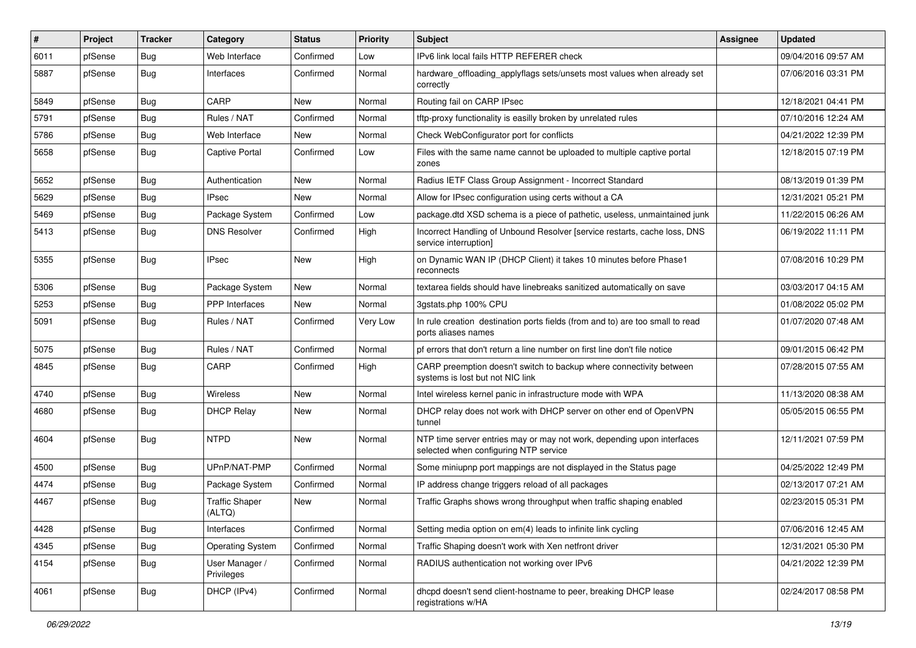| # | Project | Tracker | Category | Status | Priority | Subject | Assignee | Updated |
|---|---|---|---|---|---|---|---|---|
| 6011 | pfSense | Bug | Web Interface | Confirmed | Low | IPv6 link local fails HTTP REFERER check | | 09/04/2016 09:57 AM |
| 5887 | pfSense | Bug | Interfaces | Confirmed | Normal | hardware_offloading_applyflags sets/unsets most values when already set correctly | | 07/06/2016 03:31 PM |
| 5849 | pfSense | Bug | CARP | New | Normal | Routing fail on CARP IPsec | | 12/18/2021 04:41 PM |
| 5791 | pfSense | Bug | Rules / NAT | Confirmed | Normal | tftp-proxy functionality is easilly broken by unrelated rules | | 07/10/2016 12:24 AM |
| 5786 | pfSense | Bug | Web Interface | New | Normal | Check WebConfigurator port for conflicts | | 04/21/2022 12:39 PM |
| 5658 | pfSense | Bug | Captive Portal | Confirmed | Low | Files with the same name cannot be uploaded to multiple captive portal zones | | 12/18/2015 07:19 PM |
| 5652 | pfSense | Bug | Authentication | New | Normal | Radius IETF Class Group Assignment - Incorrect Standard | | 08/13/2019 01:39 PM |
| 5629 | pfSense | Bug | IPsec | New | Normal | Allow for IPsec configuration using certs without a CA | | 12/31/2021 05:21 PM |
| 5469 | pfSense | Bug | Package System | Confirmed | Low | package.dtd XSD schema is a piece of pathetic, useless, unmaintained junk | | 11/22/2015 06:26 AM |
| 5413 | pfSense | Bug | DNS Resolver | Confirmed | High | Incorrect Handling of Unbound Resolver [service restarts, cache loss, DNS service interruption] | | 06/19/2022 11:11 PM |
| 5355 | pfSense | Bug | IPsec | New | High | on Dynamic WAN IP (DHCP Client) it takes 10 minutes before Phase1 reconnects | | 07/08/2016 10:29 PM |
| 5306 | pfSense | Bug | Package System | New | Normal | textarea fields should have linebreaks sanitized automatically on save | | 03/03/2017 04:15 AM |
| 5253 | pfSense | Bug | PPP Interfaces | New | Normal | 3gstats.php 100% CPU | | 01/08/2022 05:02 PM |
| 5091 | pfSense | Bug | Rules / NAT | Confirmed | Very Low | In rule creation destination ports fields (from and to) are too small to read ports aliases names | | 01/07/2020 07:48 AM |
| 5075 | pfSense | Bug | Rules / NAT | Confirmed | Normal | pf errors that don't return a line number on first line don't file notice | | 09/01/2015 06:42 PM |
| 4845 | pfSense | Bug | CARP | Confirmed | High | CARP preemption doesn't switch to backup where connectivity between systems is lost but not NIC link | | 07/28/2015 07:55 AM |
| 4740 | pfSense | Bug | Wireless | New | Normal | Intel wireless kernel panic in infrastructure mode with WPA | | 11/13/2020 08:38 AM |
| 4680 | pfSense | Bug | DHCP Relay | New | Normal | DHCP relay does not work with DHCP server on other end of OpenVPN tunnel | | 05/05/2015 06:55 PM |
| 4604 | pfSense | Bug | NTPD | New | Normal | NTP time server entries may or may not work, depending upon interfaces selected when configuring NTP service | | 12/11/2021 07:59 PM |
| 4500 | pfSense | Bug | UPnP/NAT-PMP | Confirmed | Normal | Some miniupnp port mappings are not displayed in the Status page | | 04/25/2022 12:49 PM |
| 4474 | pfSense | Bug | Package System | Confirmed | Normal | IP address change triggers reload of all packages | | 02/13/2017 07:21 AM |
| 4467 | pfSense | Bug | Traffic Shaper (ALTQ) | New | Normal | Traffic Graphs shows wrong throughput when traffic shaping enabled | | 02/23/2015 05:31 PM |
| 4428 | pfSense | Bug | Interfaces | Confirmed | Normal | Setting media option on em(4) leads to infinite link cycling | | 07/06/2016 12:45 AM |
| 4345 | pfSense | Bug | Operating System | Confirmed | Normal | Traffic Shaping doesn't work with Xen netfront driver | | 12/31/2021 05:30 PM |
| 4154 | pfSense | Bug | User Manager / Privileges | Confirmed | Normal | RADIUS authentication not working over IPv6 | | 04/21/2022 12:39 PM |
| 4061 | pfSense | Bug | DHCP (IPv4) | Confirmed | Normal | dhcpd doesn't send client-hostname to peer, breaking DHCP lease registrations w/HA | | 02/24/2017 08:58 PM |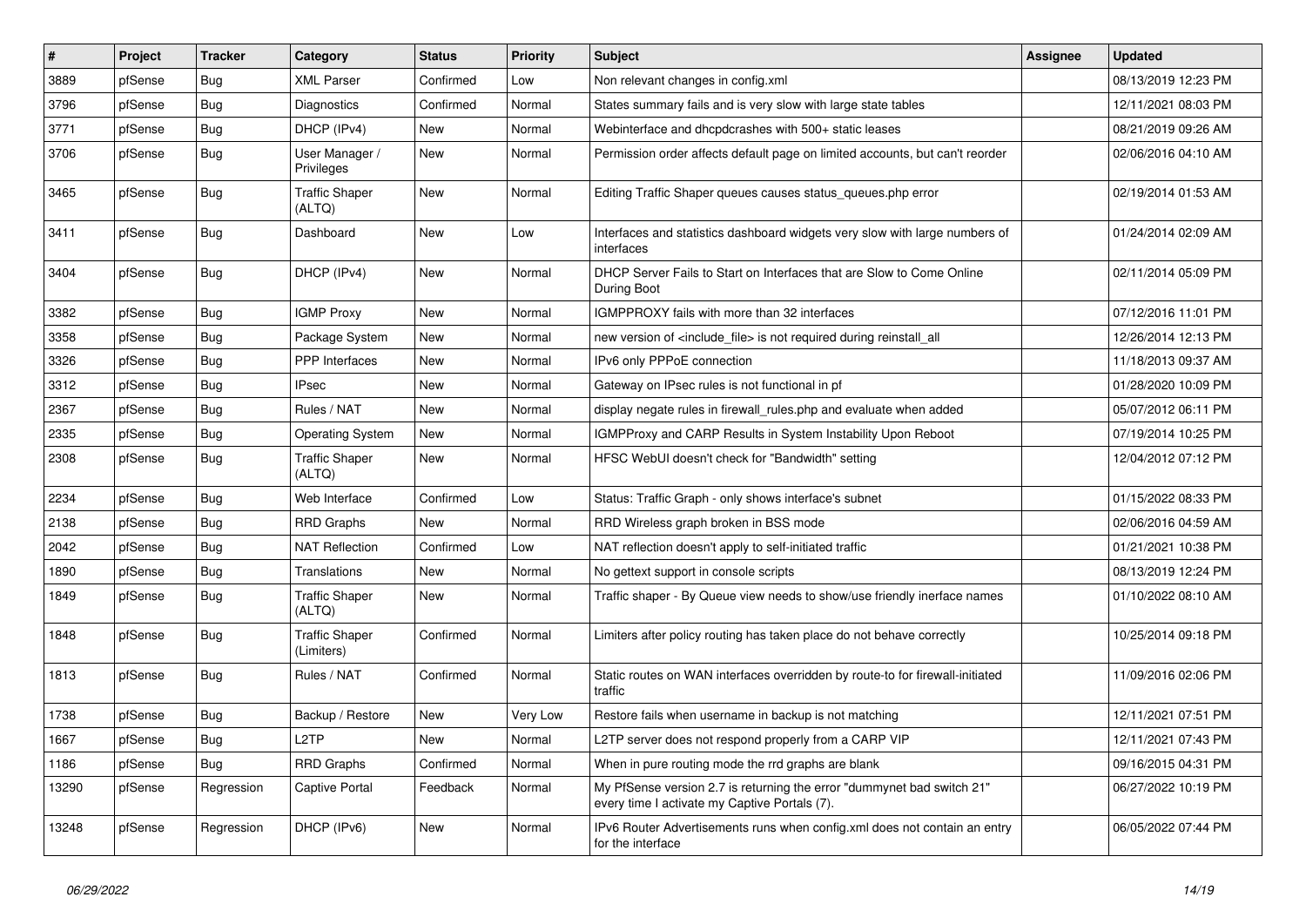| # | Project | Tracker | Category | Status | Priority | Subject | Assignee | Updated |
|---|---|---|---|---|---|---|---|---|
| 3889 | pfSense | Bug | XML Parser | Confirmed | Low | Non relevant changes in config.xml | | 08/13/2019 12:23 PM |
| 3796 | pfSense | Bug | Diagnostics | Confirmed | Normal | States summary fails and is very slow with large state tables | | 12/11/2021 08:03 PM |
| 3771 | pfSense | Bug | DHCP (IPv4) | New | Normal | Webinterface and dhcpdcrashes with 500+ static leases | | 08/21/2019 09:26 AM |
| 3706 | pfSense | Bug | User Manager / Privileges | New | Normal | Permission order affects default page on limited accounts, but can't reorder | | 02/06/2016 04:10 AM |
| 3465 | pfSense | Bug | Traffic Shaper (ALTQ) | New | Normal | Editing Traffic Shaper queues causes status_queues.php error | | 02/19/2014 01:53 AM |
| 3411 | pfSense | Bug | Dashboard | New | Low | Interfaces and statistics dashboard widgets very slow with large numbers of interfaces | | 01/24/2014 02:09 AM |
| 3404 | pfSense | Bug | DHCP (IPv4) | New | Normal | DHCP Server Fails to Start on Interfaces that are Slow to Come Online During Boot | | 02/11/2014 05:09 PM |
| 3382 | pfSense | Bug | IGMP Proxy | New | Normal | IGMPPROXY fails with more than 32 interfaces | | 07/12/2016 11:01 PM |
| 3358 | pfSense | Bug | Package System | New | Normal | new version of <include_file> is not required during reinstall_all | | 12/26/2014 12:13 PM |
| 3326 | pfSense | Bug | PPP Interfaces | New | Normal | IPv6 only PPPoE connection | | 11/18/2013 09:37 AM |
| 3312 | pfSense | Bug | IPsec | New | Normal | Gateway on IPsec rules is not functional in pf | | 01/28/2020 10:09 PM |
| 2367 | pfSense | Bug | Rules / NAT | New | Normal | display negate rules in firewall_rules.php and evaluate when added | | 05/07/2012 06:11 PM |
| 2335 | pfSense | Bug | Operating System | New | Normal | IGMPProxy and CARP Results in System Instability Upon Reboot | | 07/19/2014 10:25 PM |
| 2308 | pfSense | Bug | Traffic Shaper (ALTQ) | New | Normal | HFSC WebUI doesn't check for "Bandwidth" setting | | 12/04/2012 07:12 PM |
| 2234 | pfSense | Bug | Web Interface | Confirmed | Low | Status: Traffic Graph - only shows interface's subnet | | 01/15/2022 08:33 PM |
| 2138 | pfSense | Bug | RRD Graphs | New | Normal | RRD Wireless graph broken in BSS mode | | 02/06/2016 04:59 AM |
| 2042 | pfSense | Bug | NAT Reflection | Confirmed | Low | NAT reflection doesn't apply to self-initiated traffic | | 01/21/2021 10:38 PM |
| 1890 | pfSense | Bug | Translations | New | Normal | No gettext support in console scripts | | 08/13/2019 12:24 PM |
| 1849 | pfSense | Bug | Traffic Shaper (ALTQ) | New | Normal | Traffic shaper - By Queue view needs to show/use friendly inerface names | | 01/10/2022 08:10 AM |
| 1848 | pfSense | Bug | Traffic Shaper (Limiters) | Confirmed | Normal | Limiters after policy routing has taken place do not behave correctly | | 10/25/2014 09:18 PM |
| 1813 | pfSense | Bug | Rules / NAT | Confirmed | Normal | Static routes on WAN interfaces overridden by route-to for firewall-initiated traffic | | 11/09/2016 02:06 PM |
| 1738 | pfSense | Bug | Backup / Restore | New | Very Low | Restore fails when username in backup is not matching | | 12/11/2021 07:51 PM |
| 1667 | pfSense | Bug | L2TP | New | Normal | L2TP server does not respond properly from a CARP VIP | | 12/11/2021 07:43 PM |
| 1186 | pfSense | Bug | RRD Graphs | Confirmed | Normal | When in pure routing mode the rrd graphs are blank | | 09/16/2015 04:31 PM |
| 13290 | pfSense | Regression | Captive Portal | Feedback | Normal | My PfSense version 2.7 is returning the error "dummynet bad switch 21" every time I activate my Captive Portals (7). | | 06/27/2022 10:19 PM |
| 13248 | pfSense | Regression | DHCP (IPv6) | New | Normal | IPv6 Router Advertisements runs when config.xml does not contain an entry for the interface | | 06/05/2022 07:44 PM |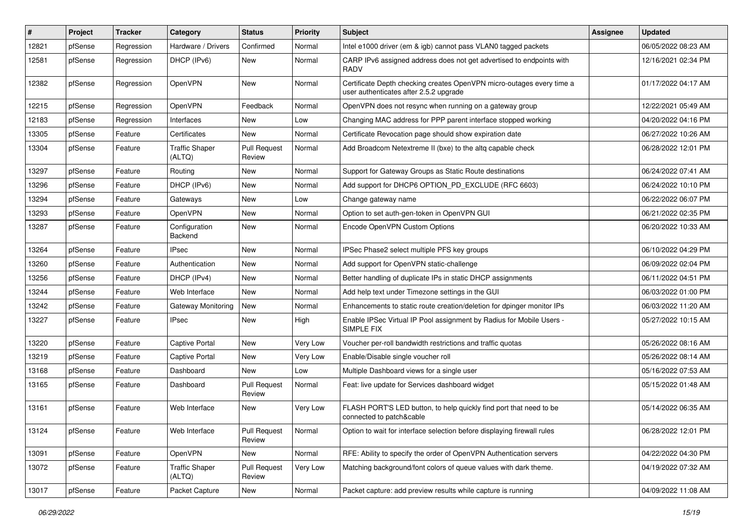| # | Project | Tracker | Category | Status | Priority | Subject | Assignee | Updated |
|---|---|---|---|---|---|---|---|---|
| 12821 | pfSense | Regression | Hardware / Drivers | Confirmed | Normal | Intel e1000 driver (em & igb) cannot pass VLAN0 tagged packets | | 06/05/2022 08:23 AM |
| 12581 | pfSense | Regression | DHCP (IPv6) | New | Normal | CARP IPv6 assigned address does not get advertised to endpoints with RADV | | 12/16/2021 02:34 PM |
| 12382 | pfSense | Regression | OpenVPN | New | Normal | Certificate Depth checking creates OpenVPN micro-outages every time a user authenticates after 2.5.2 upgrade | | 01/17/2022 04:17 AM |
| 12215 | pfSense | Regression | OpenVPN | Feedback | Normal | OpenVPN does not resync when running on a gateway group | | 12/22/2021 05:49 AM |
| 12183 | pfSense | Regression | Interfaces | New | Low | Changing MAC address for PPP parent interface stopped working | | 04/20/2022 04:16 PM |
| 13305 | pfSense | Feature | Certificates | New | Normal | Certificate Revocation page should show expiration date | | 06/27/2022 10:26 AM |
| 13304 | pfSense | Feature | Traffic Shaper (ALTQ) | Pull Request Review | Normal | Add Broadcom Netextreme II (bxe) to the altq capable check | | 06/28/2022 12:01 PM |
| 13297 | pfSense | Feature | Routing | New | Normal | Support for Gateway Groups as Static Route destinations | | 06/24/2022 07:41 AM |
| 13296 | pfSense | Feature | DHCP (IPv6) | New | Normal | Add support for DHCP6 OPTION_PD_EXCLUDE (RFC 6603) | | 06/24/2022 10:10 PM |
| 13294 | pfSense | Feature | Gateways | New | Low | Change gateway name | | 06/22/2022 06:07 PM |
| 13293 | pfSense | Feature | OpenVPN | New | Normal | Option to set auth-gen-token in OpenVPN GUI | | 06/21/2022 02:35 PM |
| 13287 | pfSense | Feature | Configuration Backend | New | Normal | Encode OpenVPN Custom Options | | 06/20/2022 10:33 AM |
| 13264 | pfSense | Feature | IPsec | New | Normal | IPSec Phase2 select multiple PFS key groups | | 06/10/2022 04:29 PM |
| 13260 | pfSense | Feature | Authentication | New | Normal | Add support for OpenVPN static-challenge | | 06/09/2022 02:04 PM |
| 13256 | pfSense | Feature | DHCP (IPv4) | New | Normal | Better handling of duplicate IPs in static DHCP assignments | | 06/11/2022 04:51 PM |
| 13244 | pfSense | Feature | Web Interface | New | Normal | Add help text under Timezone settings in the GUI | | 06/03/2022 01:00 PM |
| 13242 | pfSense | Feature | Gateway Monitoring | New | Normal | Enhancements to static route creation/deletion for dpinger monitor IPs | | 06/03/2022 11:20 AM |
| 13227 | pfSense | Feature | IPsec | New | High | Enable IPSec Virtual IP Pool assignment by Radius for Mobile Users - SIMPLE FIX | | 05/27/2022 10:15 AM |
| 13220 | pfSense | Feature | Captive Portal | New | Very Low | Voucher per-roll bandwidth restrictions and traffic quotas | | 05/26/2022 08:16 AM |
| 13219 | pfSense | Feature | Captive Portal | New | Very Low | Enable/Disable single voucher roll | | 05/26/2022 08:14 AM |
| 13168 | pfSense | Feature | Dashboard | New | Low | Multiple Dashboard views for a single user | | 05/16/2022 07:53 AM |
| 13165 | pfSense | Feature | Dashboard | Pull Request Review | Normal | Feat: live update for Services dashboard widget | | 05/15/2022 01:48 AM |
| 13161 | pfSense | Feature | Web Interface | New | Very Low | FLASH PORT'S LED button, to help quickly find port that need to be connected to patch&cable | | 05/14/2022 06:35 AM |
| 13124 | pfSense | Feature | Web Interface | Pull Request Review | Normal | Option to wait for interface selection before displaying firewall rules | | 06/28/2022 12:01 PM |
| 13091 | pfSense | Feature | OpenVPN | New | Normal | RFE: Ability to specify the order of OpenVPN Authentication servers | | 04/22/2022 04:30 PM |
| 13072 | pfSense | Feature | Traffic Shaper (ALTQ) | Pull Request Review | Very Low | Matching background/font colors of queue values with dark theme. | | 04/19/2022 07:32 AM |
| 13017 | pfSense | Feature | Packet Capture | New | Normal | Packet capture: add preview results while capture is running | | 04/09/2022 11:08 AM |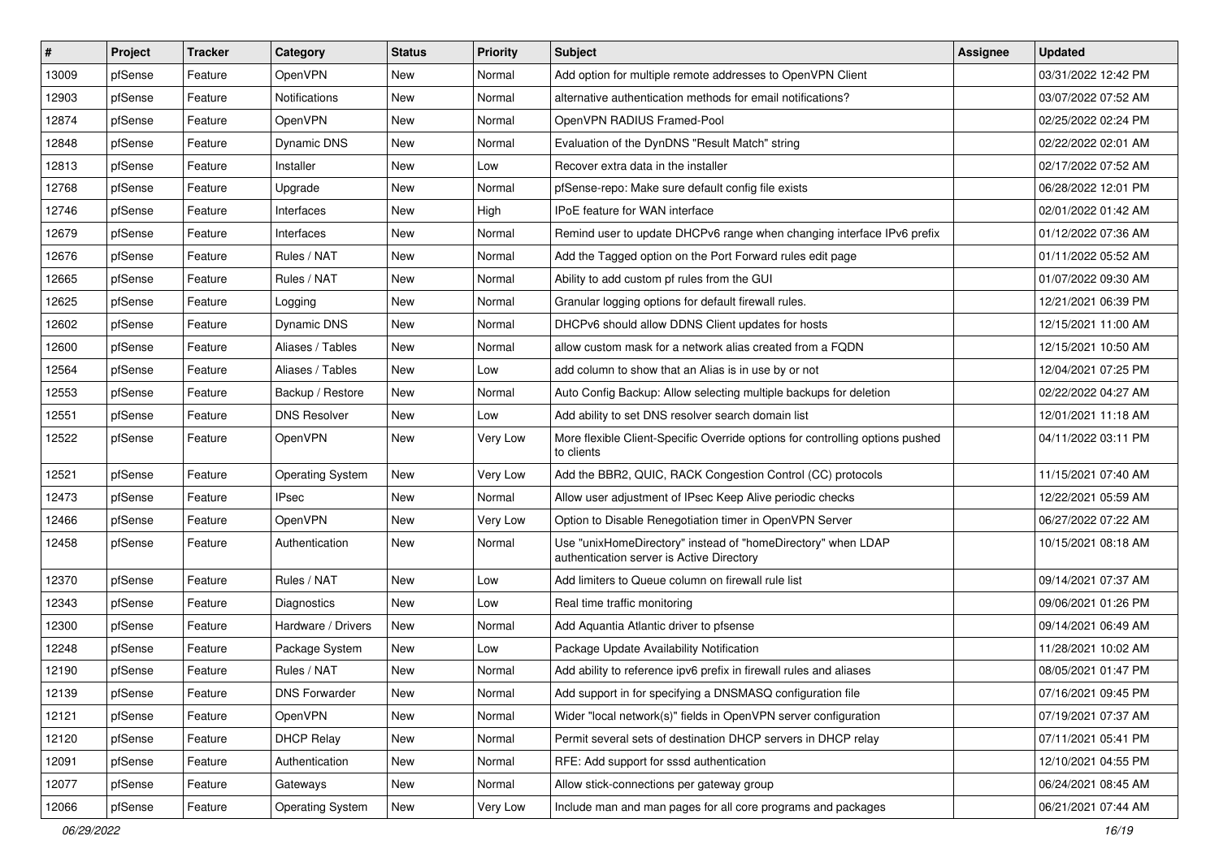| # | Project | Tracker | Category | Status | Priority | Subject | Assignee | Updated |
|---|---|---|---|---|---|---|---|---|
| 13009 | pfSense | Feature | OpenVPN | New | Normal | Add option for multiple remote addresses to OpenVPN Client | | 03/31/2022 12:42 PM |
| 12903 | pfSense | Feature | Notifications | New | Normal | alternative authentication methods for email notifications? | | 03/07/2022 07:52 AM |
| 12874 | pfSense | Feature | OpenVPN | New | Normal | OpenVPN RADIUS Framed-Pool | | 02/25/2022 02:24 PM |
| 12848 | pfSense | Feature | Dynamic DNS | New | Normal | Evaluation of the DynDNS "Result Match" string | | 02/22/2022 02:01 AM |
| 12813 | pfSense | Feature | Installer | New | Low | Recover extra data in the installer | | 02/17/2022 07:52 AM |
| 12768 | pfSense | Feature | Upgrade | New | Normal | pfSense-repo: Make sure default config file exists | | 06/28/2022 12:01 PM |
| 12746 | pfSense | Feature | Interfaces | New | High | IPoE feature for WAN interface | | 02/01/2022 01:42 AM |
| 12679 | pfSense | Feature | Interfaces | New | Normal | Remind user to update DHCPv6 range when changing interface IPv6 prefix | | 01/12/2022 07:36 AM |
| 12676 | pfSense | Feature | Rules / NAT | New | Normal | Add the Tagged option on the Port Forward rules edit page | | 01/11/2022 05:52 AM |
| 12665 | pfSense | Feature | Rules / NAT | New | Normal | Ability to add custom pf rules from the GUI | | 01/07/2022 09:30 AM |
| 12625 | pfSense | Feature | Logging | New | Normal | Granular logging options for default firewall rules. | | 12/21/2021 06:39 PM |
| 12602 | pfSense | Feature | Dynamic DNS | New | Normal | DHCPv6 should allow DDNS Client updates for hosts | | 12/15/2021 11:00 AM |
| 12600 | pfSense | Feature | Aliases / Tables | New | Normal | allow custom mask for a network alias created from a FQDN | | 12/15/2021 10:50 AM |
| 12564 | pfSense | Feature | Aliases / Tables | New | Low | add column to show that an Alias is in use by or not | | 12/04/2021 07:25 PM |
| 12553 | pfSense | Feature | Backup / Restore | New | Normal | Auto Config Backup: Allow selecting multiple backups for deletion | | 02/22/2022 04:27 AM |
| 12551 | pfSense | Feature | DNS Resolver | New | Low | Add ability to set DNS resolver search domain list | | 12/01/2021 11:18 AM |
| 12522 | pfSense | Feature | OpenVPN | New | Very Low | More flexible Client-Specific Override options for controlling options pushed to clients | | 04/11/2022 03:11 PM |
| 12521 | pfSense | Feature | Operating System | New | Very Low | Add the BBR2, QUIC, RACK Congestion Control (CC) protocols | | 11/15/2021 07:40 AM |
| 12473 | pfSense | Feature | IPsec | New | Normal | Allow user adjustment of IPsec Keep Alive periodic checks | | 12/22/2021 05:59 AM |
| 12466 | pfSense | Feature | OpenVPN | New | Very Low | Option to Disable Renegotiation timer in OpenVPN Server | | 06/27/2022 07:22 AM |
| 12458 | pfSense | Feature | Authentication | New | Normal | Use "unixHomeDirectory" instead of "homeDirectory" when LDAP authentication server is Active Directory | | 10/15/2021 08:18 AM |
| 12370 | pfSense | Feature | Rules / NAT | New | Low | Add limiters to Queue column on firewall rule list | | 09/14/2021 07:37 AM |
| 12343 | pfSense | Feature | Diagnostics | New | Low | Real time traffic monitoring | | 09/06/2021 01:26 PM |
| 12300 | pfSense | Feature | Hardware / Drivers | New | Normal | Add Aquantia Atlantic driver to pfsense | | 09/14/2021 06:49 AM |
| 12248 | pfSense | Feature | Package System | New | Low | Package Update Availability Notification | | 11/28/2021 10:02 AM |
| 12190 | pfSense | Feature | Rules / NAT | New | Normal | Add ability to reference ipv6 prefix in firewall rules and aliases | | 08/05/2021 01:47 PM |
| 12139 | pfSense | Feature | DNS Forwarder | New | Normal | Add support in for specifying a DNSMASQ configuration file | | 07/16/2021 09:45 PM |
| 12121 | pfSense | Feature | OpenVPN | New | Normal | Wider "local network(s)" fields in OpenVPN server configuration | | 07/19/2021 07:37 AM |
| 12120 | pfSense | Feature | DHCP Relay | New | Normal | Permit several sets of destination DHCP servers in DHCP relay | | 07/11/2021 05:41 PM |
| 12091 | pfSense | Feature | Authentication | New | Normal | RFE: Add support for sssd authentication | | 12/10/2021 04:55 PM |
| 12077 | pfSense | Feature | Gateways | New | Normal | Allow stick-connections per gateway group | | 06/24/2021 08:45 AM |
| 12066 | pfSense | Feature | Operating System | New | Very Low | Include man and man pages for all core programs and packages | | 06/21/2021 07:44 AM |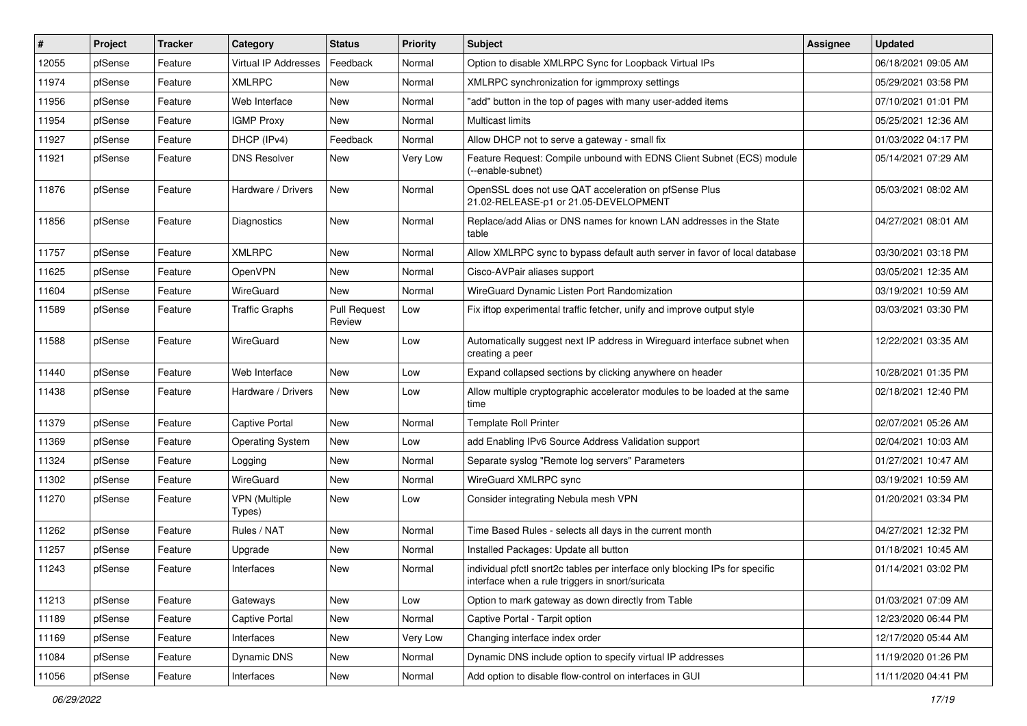| # | Project | Tracker | Category | Status | Priority | Subject | Assignee | Updated |
|---|---|---|---|---|---|---|---|---|
| 12055 | pfSense | Feature | Virtual IP Addresses | Feedback | Normal | Option to disable XMLRPC Sync for Loopback Virtual IPs | | 06/18/2021 09:05 AM |
| 11974 | pfSense | Feature | XMLRPC | New | Normal | XMLRPC synchronization for igmmproxy settings | | 05/29/2021 03:58 PM |
| 11956 | pfSense | Feature | Web Interface | New | Normal | "add" button in the top of pages with many user-added items | | 07/10/2021 01:01 PM |
| 11954 | pfSense | Feature | IGMP Proxy | New | Normal | Multicast limits | | 05/25/2021 12:36 AM |
| 11927 | pfSense | Feature | DHCP (IPv4) | Feedback | Normal | Allow DHCP not to serve a gateway - small fix | | 01/03/2022 04:17 PM |
| 11921 | pfSense | Feature | DNS Resolver | New | Very Low | Feature Request: Compile unbound with EDNS Client Subnet (ECS) module (--enable-subnet) | | 05/14/2021 07:29 AM |
| 11876 | pfSense | Feature | Hardware / Drivers | New | Normal | OpenSSL does not use QAT acceleration on pfSense Plus 21.02-RELEASE-p1 or 21.05-DEVELOPMENT | | 05/03/2021 08:02 AM |
| 11856 | pfSense | Feature | Diagnostics | New | Normal | Replace/add Alias or DNS names for known LAN addresses in the State table | | 04/27/2021 08:01 AM |
| 11757 | pfSense | Feature | XMLRPC | New | Normal | Allow XMLRPC sync to bypass default auth server in favor of local database | | 03/30/2021 03:18 PM |
| 11625 | pfSense | Feature | OpenVPN | New | Normal | Cisco-AVPair aliases support | | 03/05/2021 12:35 AM |
| 11604 | pfSense | Feature | WireGuard | New | Normal | WireGuard Dynamic Listen Port Randomization | | 03/19/2021 10:59 AM |
| 11589 | pfSense | Feature | Traffic Graphs | Pull Request Review | Low | Fix iftop experimental traffic fetcher, unify and improve output style | | 03/03/2021 03:30 PM |
| 11588 | pfSense | Feature | WireGuard | New | Low | Automatically suggest next IP address in Wireguard interface subnet when creating a peer | | 12/22/2021 03:35 AM |
| 11440 | pfSense | Feature | Web Interface | New | Low | Expand collapsed sections by clicking anywhere on header | | 10/28/2021 01:35 PM |
| 11438 | pfSense | Feature | Hardware / Drivers | New | Low | Allow multiple cryptographic accelerator modules to be loaded at the same time | | 02/18/2021 12:40 PM |
| 11379 | pfSense | Feature | Captive Portal | New | Normal | Template Roll Printer | | 02/07/2021 05:26 AM |
| 11369 | pfSense | Feature | Operating System | New | Low | add Enabling IPv6 Source Address Validation support | | 02/04/2021 10:03 AM |
| 11324 | pfSense | Feature | Logging | New | Normal | Separate syslog "Remote log servers" Parameters | | 01/27/2021 10:47 AM |
| 11302 | pfSense | Feature | WireGuard | New | Normal | WireGuard XMLRPC sync | | 03/19/2021 10:59 AM |
| 11270 | pfSense | Feature | VPN (Multiple Types) | New | Low | Consider integrating Nebula mesh VPN | | 01/20/2021 03:34 PM |
| 11262 | pfSense | Feature | Rules / NAT | New | Normal | Time Based Rules - selects all days in the current month | | 04/27/2021 12:32 PM |
| 11257 | pfSense | Feature | Upgrade | New | Normal | Installed Packages: Update all button | | 01/18/2021 10:45 AM |
| 11243 | pfSense | Feature | Interfaces | New | Normal | individual pfctl snort2c tables per interface only blocking IPs for specific interface when a rule triggers in snort/suricata | | 01/14/2021 03:02 PM |
| 11213 | pfSense | Feature | Gateways | New | Low | Option to mark gateway as down directly from Table | | 01/03/2021 07:09 AM |
| 11189 | pfSense | Feature | Captive Portal | New | Normal | Captive Portal - Tarpit option | | 12/23/2020 06:44 PM |
| 11169 | pfSense | Feature | Interfaces | New | Very Low | Changing interface index order | | 12/17/2020 05:44 AM |
| 11084 | pfSense | Feature | Dynamic DNS | New | Normal | Dynamic DNS include option to specify virtual IP addresses | | 11/19/2020 01:26 PM |
| 11056 | pfSense | Feature | Interfaces | New | Normal | Add option to disable flow-control on interfaces in GUI | | 11/11/2020 04:41 PM |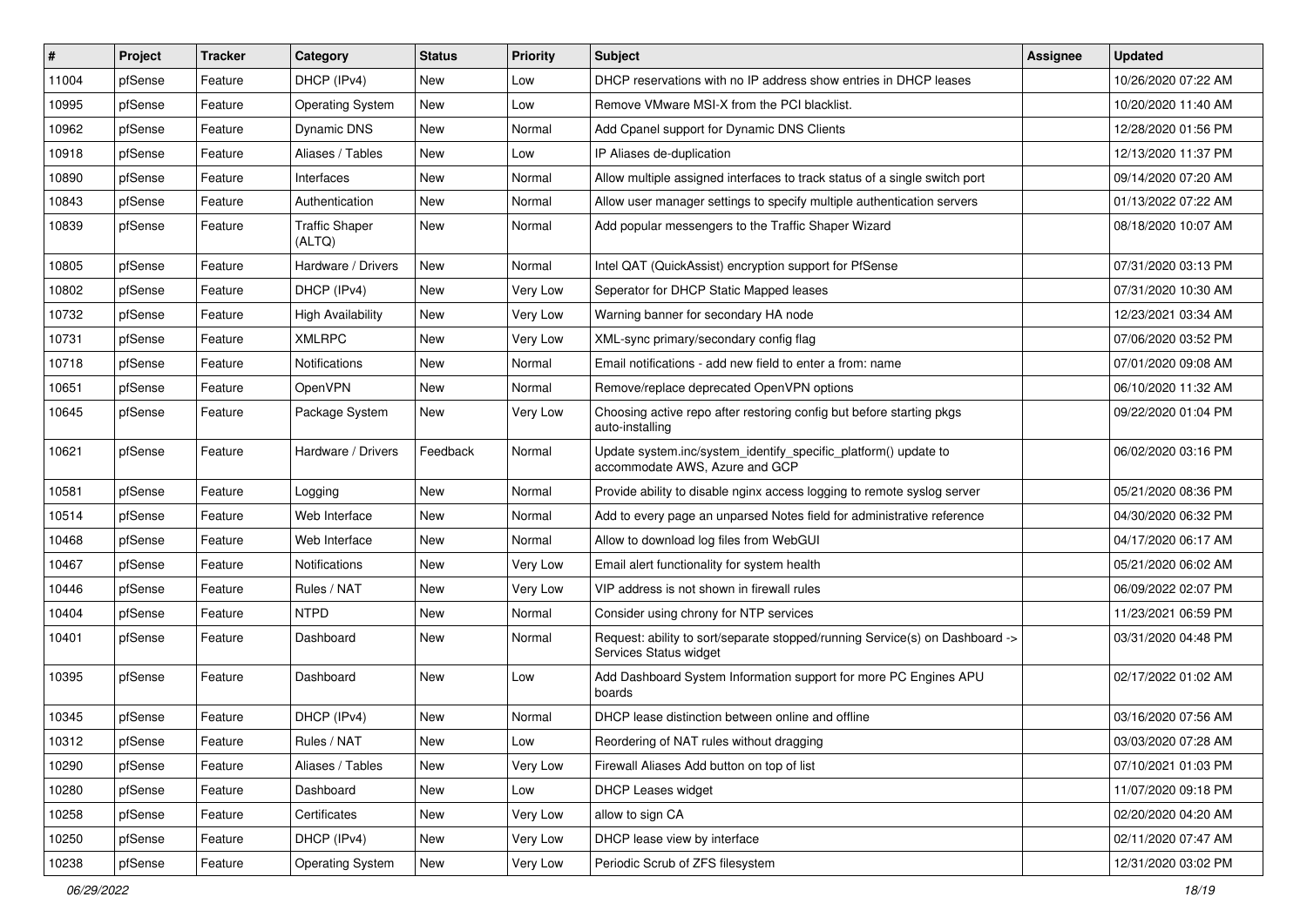| # | Project | Tracker | Category | Status | Priority | Subject | Assignee | Updated |
|---|---|---|---|---|---|---|---|---|
| 11004 | pfSense | Feature | DHCP (IPv4) | New | Low | DHCP reservations with no IP address show entries in DHCP leases | | 10/26/2020 07:22 AM |
| 10995 | pfSense | Feature | Operating System | New | Low | Remove VMware MSI-X from the PCI blacklist. | | 10/20/2020 11:40 AM |
| 10962 | pfSense | Feature | Dynamic DNS | New | Normal | Add Cpanel support for Dynamic DNS Clients | | 12/28/2020 01:56 PM |
| 10918 | pfSense | Feature | Aliases / Tables | New | Low | IP Aliases de-duplication | | 12/13/2020 11:37 PM |
| 10890 | pfSense | Feature | Interfaces | New | Normal | Allow multiple assigned interfaces to track status of a single switch port | | 09/14/2020 07:20 AM |
| 10843 | pfSense | Feature | Authentication | New | Normal | Allow user manager settings to specify multiple authentication servers | | 01/13/2022 07:22 AM |
| 10839 | pfSense | Feature | Traffic Shaper (ALTQ) | New | Normal | Add popular messengers to the Traffic Shaper Wizard | | 08/18/2020 10:07 AM |
| 10805 | pfSense | Feature | Hardware / Drivers | New | Normal | Intel QAT (QuickAssist) encryption support for PfSense | | 07/31/2020 03:13 PM |
| 10802 | pfSense | Feature | DHCP (IPv4) | New | Very Low | Seperator for DHCP Static Mapped leases | | 07/31/2020 10:30 AM |
| 10732 | pfSense | Feature | High Availability | New | Very Low | Warning banner for secondary HA node | | 12/23/2021 03:34 AM |
| 10731 | pfSense | Feature | XMLRPC | New | Very Low | XML-sync primary/secondary config flag | | 07/06/2020 03:52 PM |
| 10718 | pfSense | Feature | Notifications | New | Normal | Email notifications - add new field to enter a from: name | | 07/01/2020 09:08 AM |
| 10651 | pfSense | Feature | OpenVPN | New | Normal | Remove/replace deprecated OpenVPN options | | 06/10/2020 11:32 AM |
| 10645 | pfSense | Feature | Package System | New | Very Low | Choosing active repo after restoring config but before starting pkgs auto-installing | | 09/22/2020 01:04 PM |
| 10621 | pfSense | Feature | Hardware / Drivers | Feedback | Normal | Update system.inc/system_identify_specific_platform() update to accommodate AWS, Azure and GCP | | 06/02/2020 03:16 PM |
| 10581 | pfSense | Feature | Logging | New | Normal | Provide ability to disable nginx access logging to remote syslog server | | 05/21/2020 08:36 PM |
| 10514 | pfSense | Feature | Web Interface | New | Normal | Add to every page an unparsed Notes field for administrative reference | | 04/30/2020 06:32 PM |
| 10468 | pfSense | Feature | Web Interface | New | Normal | Allow to download log files from WebGUI | | 04/17/2020 06:17 AM |
| 10467 | pfSense | Feature | Notifications | New | Very Low | Email alert functionality for system health | | 05/21/2020 06:02 AM |
| 10446 | pfSense | Feature | Rules / NAT | New | Very Low | VIP address is not shown in firewall rules | | 06/09/2022 02:07 PM |
| 10404 | pfSense | Feature | NTPD | New | Normal | Consider using chrony for NTP services | | 11/23/2021 06:59 PM |
| 10401 | pfSense | Feature | Dashboard | New | Normal | Request: ability to sort/separate stopped/running Service(s) on Dashboard -> Services Status widget | | 03/31/2020 04:48 PM |
| 10395 | pfSense | Feature | Dashboard | New | Low | Add Dashboard System Information support for more PC Engines APU boards | | 02/17/2022 01:02 AM |
| 10345 | pfSense | Feature | DHCP (IPv4) | New | Normal | DHCP lease distinction between online and offline | | 03/16/2020 07:56 AM |
| 10312 | pfSense | Feature | Rules / NAT | New | Low | Reordering of NAT rules without dragging | | 03/03/2020 07:28 AM |
| 10290 | pfSense | Feature | Aliases / Tables | New | Very Low | Firewall Aliases Add button on top of list | | 07/10/2021 01:03 PM |
| 10280 | pfSense | Feature | Dashboard | New | Low | DHCP Leases widget | | 11/07/2020 09:18 PM |
| 10258 | pfSense | Feature | Certificates | New | Very Low | allow to sign CA | | 02/20/2020 04:20 AM |
| 10250 | pfSense | Feature | DHCP (IPv4) | New | Very Low | DHCP lease view by interface | | 02/11/2020 07:47 AM |
| 10238 | pfSense | Feature | Operating System | New | Very Low | Periodic Scrub of ZFS filesystem | | 12/31/2020 03:02 PM |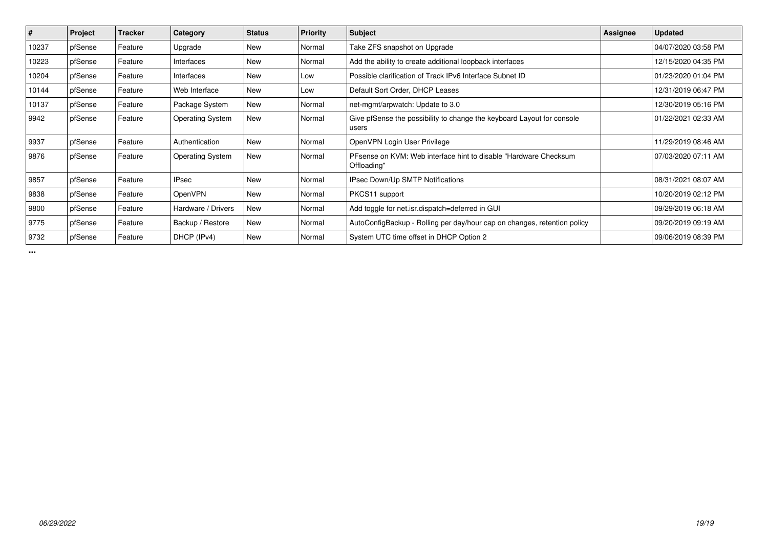| # | Project | Tracker | Category | Status | Priority | Subject | Assignee | Updated |
|---|---|---|---|---|---|---|---|---|
| 10237 | pfSense | Feature | Upgrade | New | Normal | Take ZFS snapshot on Upgrade | | 04/07/2020 03:58 PM |
| 10223 | pfSense | Feature | Interfaces | New | Normal | Add the ability to create additional loopback interfaces | | 12/15/2020 04:35 PM |
| 10204 | pfSense | Feature | Interfaces | New | Low | Possible clarification of Track IPv6 Interface Subnet ID | | 01/23/2020 01:04 PM |
| 10144 | pfSense | Feature | Web Interface | New | Low | Default Sort Order, DHCP Leases | | 12/31/2019 06:47 PM |
| 10137 | pfSense | Feature | Package System | New | Normal | net-mgmt/arpwatch: Update to 3.0 | | 12/30/2019 05:16 PM |
| 9942 | pfSense | Feature | Operating System | New | Normal | Give pfSense the possibility to change the keyboard Layout for console users | | 01/22/2021 02:33 AM |
| 9937 | pfSense | Feature | Authentication | New | Normal | OpenVPN Login User Privilege | | 11/29/2019 08:46 AM |
| 9876 | pfSense | Feature | Operating System | New | Normal | PFsense on KVM: Web interface hint to disable "Hardware Checksum Offloading" | | 07/03/2020 07:11 AM |
| 9857 | pfSense | Feature | IPsec | New | Normal | IPsec Down/Up SMTP Notifications | | 08/31/2021 08:07 AM |
| 9838 | pfSense | Feature | OpenVPN | New | Normal | PKCS11 support | | 10/20/2019 02:12 PM |
| 9800 | pfSense | Feature | Hardware / Drivers | New | Normal | Add toggle for net.isr.dispatch=deferred in GUI | | 09/29/2019 06:18 AM |
| 9775 | pfSense | Feature | Backup / Restore | New | Normal | AutoConfigBackup - Rolling per day/hour cap on changes, retention policy | | 09/20/2019 09:19 AM |
| 9732 | pfSense | Feature | DHCP (IPv4) | New | Normal | System UTC time offset in DHCP Option 2 | | 09/06/2019 08:39 PM |

...